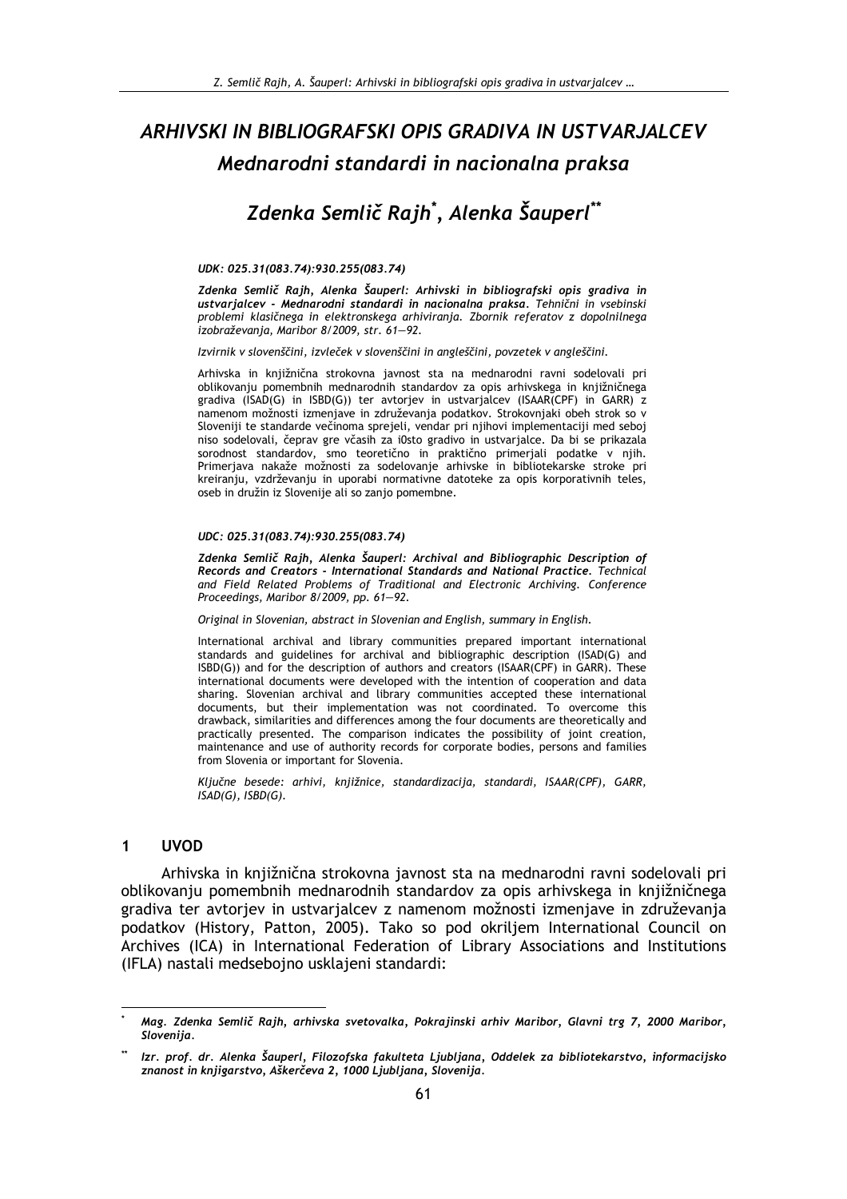# *ARHIVSKI IN BIBLIOGRAFSKI OPIS GRADIVA IN USTVARJALCEV*

## *Mednarodni standardi in nacionalna praksa*

## *Zdenka Semlič Rajh[*], Alenka Šauperl[**]*

***UDK: 025.31(083.74):930.255(083.74)***

***Zdenka Semlič Rajh, Alenka Šauperl: Arhivski in bibliografski opis gradiva in ustvarjalcev - Mednarodni standardi in nacionalna praksa.*** *Tehnični in vsebinski problemi klasičnega in elektronskega arhiviranja. Zbornik referatov z dopolnilnega izobraževanja, Maribor 8/2009, str. 61—92.*

*Izvirnik v slovenščini, izvleček v slovenščini in angleščini, povzetek v angleščini.*

Arhivska in knjižnična strokovna javnost sta na mednarodni ravni sodelovali pri oblikovanju pomembnih mednarodnih standardov za opis arhivskega in knjižničnega gradiva (ISAD(G) in ISBD(G)) ter avtorjev in ustvarjalcev (ISAAR(CPF) in GARR) z namenom možnosti izmenjave in združevanja podatkov. Strokovnjaki obeh strok so v Sloveniji te standarde večinoma sprejeli, vendar pri njihovi implementaciji med seboj niso sodelovali, čeprav gre včasih za i0sto gradivo in ustvarjalce. Da bi se prikazala sorodnost standardov, smo teoretično in praktično primerjali podatke v njih. Primerjava nakaže možnosti za sodelovanje arhivske in bibliotekarske stroke pri kreiranju, vzdrževanju in uporabi normativne datoteke za opis korporativnih teles, oseb in družin iz Slovenije ali so zanjo pomembne.

***UDC: 025.31(083.74):930.255(083.74)***

***Zdenka Semlič Rajh, Alenka Šauperl: Archival and Bibliographic Description of Records and Creators - International Standards and National Practice.*** *Technical and Field Related Problems of Traditional and Electronic Archiving. Conference Proceedings, Maribor 8/2009, pp. 61—92.*

*Original in Slovenian, abstract in Slovenian and English, summary in English.*

International archival and library communities prepared important international standards and guidelines for archival and bibliographic description (ISAD(G) and ISBD(G)) and for the description of authors and creators (ISAAR(CPF) in GARR). These international documents were developed with the intention of cooperation and data sharing. Slovenian archival and library communities accepted these international documents, but their implementation was not coordinated. To overcome this drawback, similarities and differences among the four documents are theoretically and practically presented. The comparison indicates the possibility of joint creation, maintenance and use of authority records for corporate bodies, persons and families from Slovenia or important for Slovenia.

*Ključne besede: arhivi, knjižnice, standardizacija, standardi, ISAAR(CPF), GARR, ISAD(G), ISBD(G).*

## 1 UVOD

Arhivska in knjižnična strokovna javnost sta na mednarodni ravni sodelovali pri oblikovanju pomembnih mednarodnih standardov za opis arhivskega in knjižničnega gradiva ter avtorjev in ustvarjalcev z namenom možnosti izmenjave in združevanja podatkov (History, Patton, 2005). Tako so pod okriljem International Council on Archives (ICA) in International Federation of Library Associations and Institutions (IFLA) nastali medsebojno usklajeni standardi:

---

[*] *Mag. Zdenka Semlič Rajh, arhivska svetovalka, Pokrajinski arhiv Maribor, Glavni trg 7, 2000 Maribor, Slovenija.*

[**] *Izr. prof. dr. Alenka Šauperl, Filozofska fakulteta Ljubljana, Oddelek za bibliotekarstvo, informacijsko znanost in knjigarstvo, Aškerčeva 2, 1000 Ljubljana, Slovenija.*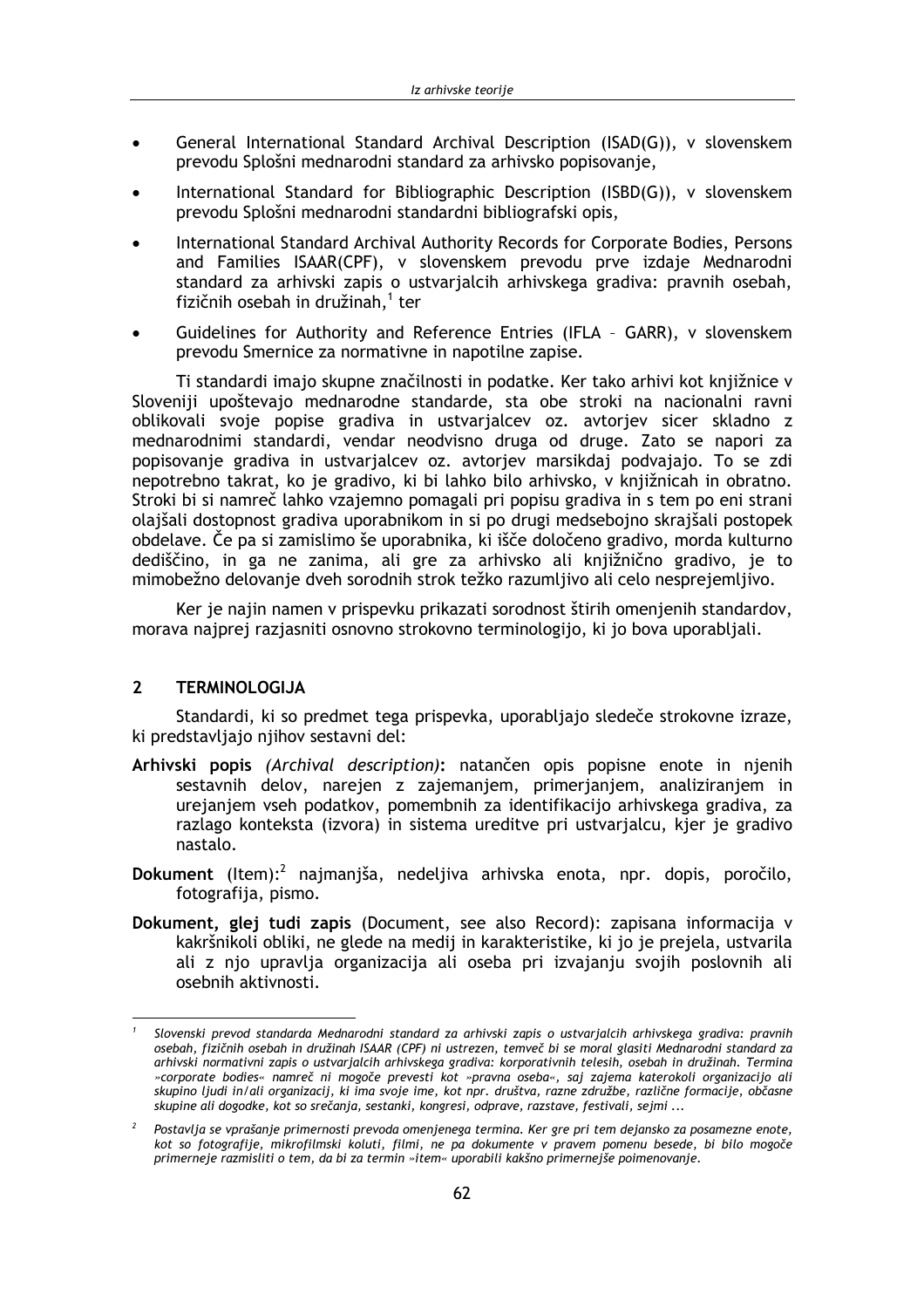- General International Standard Archival Description (ISAD(G)), v slovenskem prevodu Splošni mednarodni standard za arhivsko popisovanje,
- International Standard for Bibliographic Description (ISBD(G)), v slovenskem prevodu Splošni mednarodni standardni bibliografski opis,
- International Standard Archival Authority Records for Corporate Bodies, Persons and Families ISAAR(CPF), v slovenskem prevodu prve izdaje Mednarodni standard za arhivski zapis o ustvarjalcih arhivskega gradiva: pravnih osebah, fizičnih osebah in družinah,[1] ter
- Guidelines for Authority and Reference Entries (IFLA – GARR), v slovenskem prevodu Smernice za normativne in napotilne zapise.

Ti standardi imajo skupne značilnosti in podatke. Ker tako arhivi kot knjižnice v Sloveniji upoštevajo mednarodne standarde, sta obe stroki na nacionalni ravni oblikovali svoje popise gradiva in ustvarjalcev oz. avtorjev sicer skladno z mednarodnimi standardi, vendar neodvisno druga od druge. Zato se napori za popisovanje gradiva in ustvarjalcev oz. avtorjev marsikdaj podvajajo. To se zdi nepotrebno takrat, ko je gradivo, ki bi lahko bilo arhivsko, v knjižnicah in obratno. Stroki bi si namreč lahko vzajemno pomagali pri popisu gradiva in s tem po eni strani olajšali dostopnost gradiva uporabnikom in si po drugi medsebojno skrajšali postopek obdelave. Če pa si zamislimo še uporabnika, ki išče določeno gradivo, morda kulturno dediščino, in ga ne zanima, ali gre za arhivsko ali knjižnično gradivo, je to mimobežno delovanje dveh sorodnih strok težko razumljivo ali celo nesprejemljivo.

Ker je najin namen v prispevku prikazati sorodnost štirih omenjenih standardov, morava najprej razjasniti osnovno strokovno terminologijo, ki jo bova uporabljali.

## 2 TERMINOLOGIJA

Standardi, ki so predmet tega prispevka, uporabljajo sledeče strokovne izraze, ki predstavljajo njihov sestavni del:

**Arhivski popis** *(Archival description)***:** natančen opis popisne enote in njenih sestavnih delov, narejen z zajemanjem, primerjanjem, analiziranjem in urejanjem vseh podatkov, pomembnih za identifikacijo arhivskega gradiva, za razlago konteksta (izvora) in sistema ureditve pri ustvarjalcu, kjer je gradivo nastalo.

**Dokument** (Item):[2] najmanjša, nedeljiva arhivska enota, npr. dopis, poročilo, fotografija, pismo.

**Dokument, glej tudi zapis** (Document, see also Record): zapisana informacija v kakršnikoli obliki, ne glede na medij in karakteristike, ki jo je prejela, ustvarila ali z njo upravlja organizacija ali oseba pri izvajanju svojih poslovnih ali osebnih aktivnosti.

---

[1] *Slovenski prevod standarda Mednarodni standard za arhivski zapis o ustvarjalcih arhivskega gradiva: pravnih osebah, fizičnih osebah in družinah ISAAR (CPF) ni ustrezen, temveč bi se moral glasiti Mednarodni standard za arhivski normativni zapis o ustvarjalcih arhivskega gradiva: korporativnih telesih, osebah in družinah. Termina »corporate bodies« namreč ni mogoče prevesti kot »pravna oseba«, saj zajema katerokoli organizacijo ali skupino ljudi in/ali organizacij, ki ima svoje ime, kot npr. društva, razne združbe, različne formacije, občasne skupine ali dogodke, kot so srečanja, sestanki, kongresi, odprave, razstave, festivali, sejmi ...*

[2] *Postavlja se vprašanje primernosti prevoda omenjenega termina. Ker gre pri tem dejansko za posamezne enote, kot so fotografije, mikrofilmski koluti, filmi, ne pa dokumente v pravem pomenu besede, bi bilo mogoče primerneje razmisliti o tem, da bi za termin »item« uporabili kakšno primernejše poimenovanje.*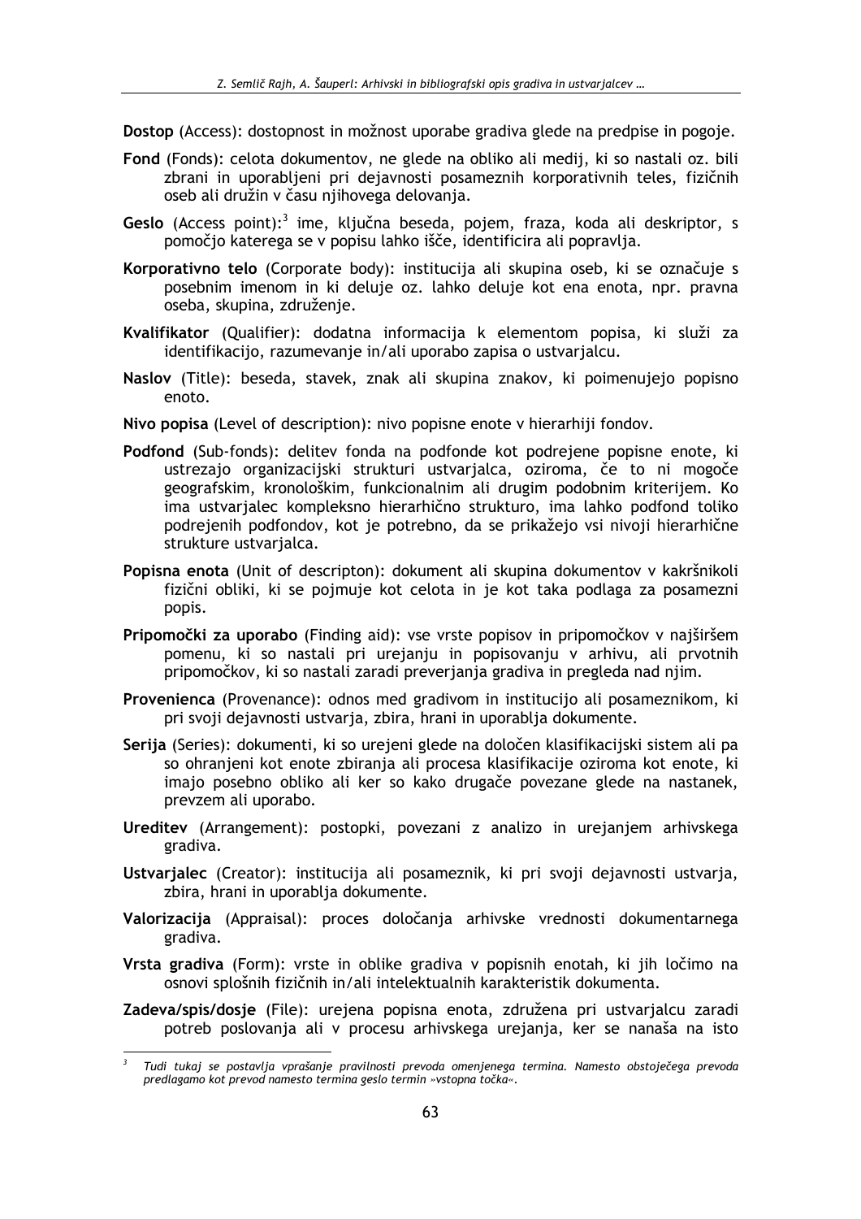**Dostop** (Access): dostopnost in možnost uporabe gradiva glede na predpise in pogoje.

**Fond** (Fonds): celota dokumentov, ne glede na obliko ali medij, ki so nastali oz. bili zbrani in uporabljeni pri dejavnosti posameznih korporativnih teles, fizičnih oseb ali družin v času njihovega delovanja.

**Geslo** (Access point):[3] ime, ključna beseda, pojem, fraza, koda ali deskriptor, s pomočjo katerega se v popisu lahko išče, identificira ali popravlja.

**Korporativno telo** (Corporate body): institucija ali skupina oseb, ki se označuje s posebnim imenom in ki deluje oz. lahko deluje kot ena enota, npr. pravna oseba, skupina, združenje.

**Kvalifikator** (Qualifier): dodatna informacija k elementom popisa, ki služi za identifikacijo, razumevanje in/ali uporabo zapisa o ustvarjalcu.

**Naslov** (Title): beseda, stavek, znak ali skupina znakov, ki poimenujejo popisno enoto.

**Nivo popisa** (Level of description): nivo popisne enote v hierarhiji fondov.

**Podfond** (Sub-fonds): delitev fonda na podfonde kot podrejene popisne enote, ki ustrezajo organizacijski strukturi ustvarjalca, oziroma, če to ni mogoče geografskim, kronološkim, funkcionalnim ali drugim podobnim kriterijem. Ko ima ustvarjalec kompleksno hierarhično strukturo, ima lahko podfond toliko podrejenih podfondov, kot je potrebno, da se prikažejo vsi nivoji hierarhične strukture ustvarjalca.

**Popisna enota** (Unit of descripton): dokument ali skupina dokumentov v kakršnikoli fizični obliki, ki se pojmuje kot celota in je kot taka podlaga za posamezni popis.

**Pripomočki za uporabo** (Finding aid): vse vrste popisov in pripomočkov v najširšem pomenu, ki so nastali pri urejanju in popisovanju v arhivu, ali prvotnih pripomočkov, ki so nastali zaradi preverjanja gradiva in pregleda nad njim.

**Provenienca** (Provenance): odnos med gradivom in institucijo ali posameznikom, ki pri svoji dejavnosti ustvarja, zbira, hrani in uporablja dokumente.

**Serija** (Series): dokumenti, ki so urejeni glede na določen klasifikacijski sistem ali pa so ohranjeni kot enote zbiranja ali procesa klasifikacije oziroma kot enote, ki imajo posebno obliko ali ker so kako drugače povezane glede na nastanek, prevzem ali uporabo.

**Ureditev** (Arrangement): postopki, povezani z analizo in urejanjem arhivskega gradiva.

**Ustvarjalec** (Creator): institucija ali posameznik, ki pri svoji dejavnosti ustvarja, zbira, hrani in uporablja dokumente.

**Valorizacija** (Appraisal): proces določanja arhivske vrednosti dokumentarnega gradiva.

**Vrsta gradiva** (Form): vrste in oblike gradiva v popisnih enotah, ki jih ločimo na osnovi splošnih fizičnih in/ali intelektualnih karakteristik dokumenta.

**Zadeva/spis/dosje** (File): urejena popisna enota, združena pri ustvarjalcu zaradi potreb poslovanja ali v procesu arhivskega urejanja, ker se nanaša na isto

[3] *Tudi tukaj se postavlja vprašanje pravilnosti prevoda omenjenega termina. Namesto obstoječega prevoda predlagamo kot prevod namesto termina geslo termin »vstopna točka«.*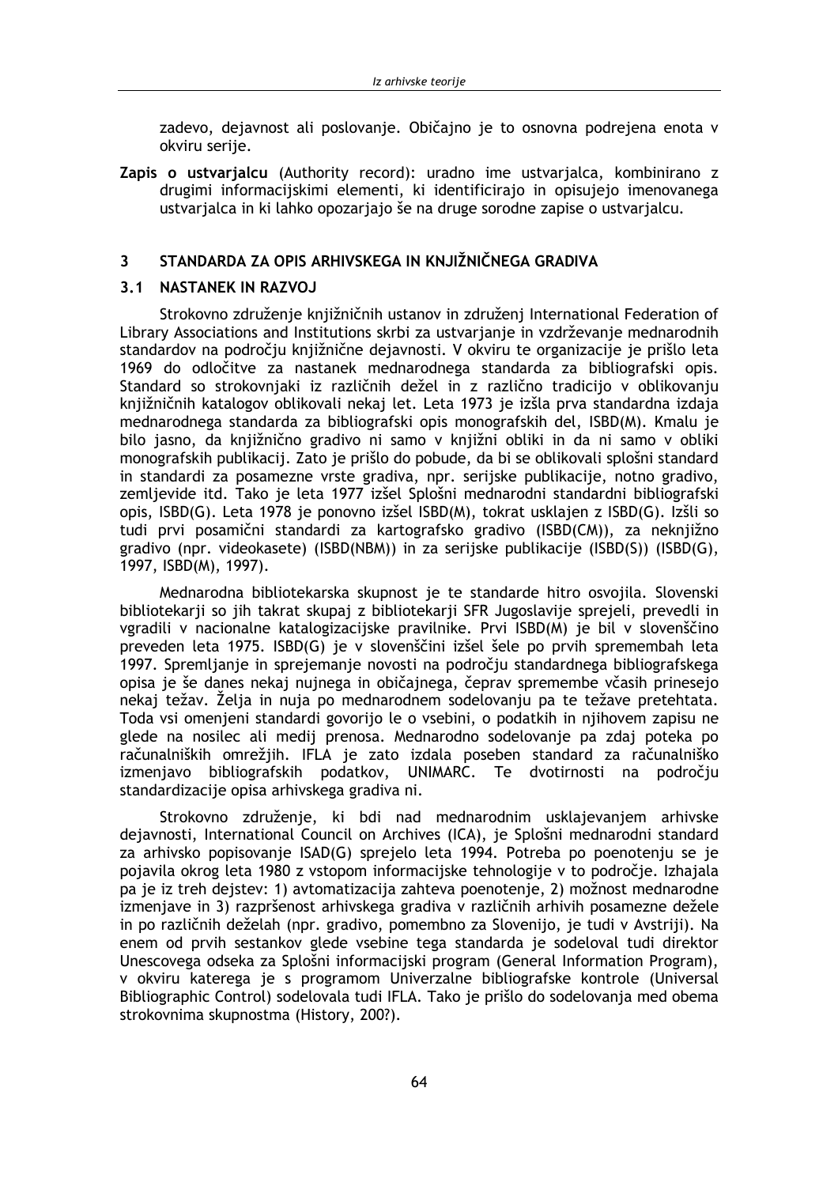zadevo, dejavnost ali poslovanje. Običajno je to osnovna podrejena enota v okviru serije.

**Zapis o ustvarjalcu** (Authority record): uradno ime ustvarjalca, kombinirano z drugimi informacijskimi elementi, ki identificirajo in opisujejo imenovanega ustvarjalca in ki lahko opozarjajo še na druge sorodne zapise o ustvarjalcu.

## 3 STANDARDA ZA OPIS ARHIVSKEGA IN KNJIŽNIČNEGA GRADIVA

### 3.1 NASTANEK IN RAZVOJ

Strokovno združenje knjižničnih ustanov in združenj International Federation of Library Associations and Institutions skrbi za ustvarjanje in vzdrževanje mednarodnih standardov na področju knjižnične dejavnosti. V okviru te organizacije je prišlo leta 1969 do odločitve za nastanek mednarodnega standarda za bibliografski opis. Standard so strokovnjaki iz različnih dežel in z različno tradicijo v oblikovanju knjižničnih katalogov oblikovali nekaj let. Leta 1973 je izšla prva standardna izdaja mednarodnega standarda za bibliografski opis monografskih del, ISBD(M). Kmalu je bilo jasno, da knjižnično gradivo ni samo v knjižni obliki in da ni samo v obliki monografskih publikacij. Zato je prišlo do pobude, da bi se oblikovali splošni standard in standardi za posamezne vrste gradiva, npr. serijske publikacije, notno gradivo, zemljevide itd. Tako je leta 1977 izšel Splošni mednarodni standardni bibliografski opis, ISBD(G). Leta 1978 je ponovno izšel ISBD(M), tokrat usklajen z ISBD(G). Izšli so tudi prvi posamični standardi za kartografsko gradivo (ISBD(CM)), za neknjižno gradivo (npr. videokasete) (ISBD(NBM)) in za serijske publikacije (ISBD(S)) (ISBD(G), 1997, ISBD(M), 1997).

Mednarodna bibliotekarska skupnost je te standarde hitro osvojila. Slovenski bibliotekarji so jih takrat skupaj z bibliotekarji SFR Jugoslavije sprejeli, prevedli in vgradili v nacionalne katalogizacijske pravilnike. Prvi ISBD(M) je bil v slovenščino preveden leta 1975. ISBD(G) je v slovenščini izšel šele po prvih spremembah leta 1997. Spremljanje in sprejemanje novosti na področju standardnega bibliografskega opisa je še danes nekaj nujnega in običajnega, čeprav spremembe včasih prinesejo nekaj težav. Želja in nuja po mednarodnem sodelovanju pa te težave pretehtata. Toda vsi omenjeni standardi govorijo le o vsebini, o podatkih in njihovem zapisu ne glede na nosilec ali medij prenosa. Mednarodno sodelovanje pa zdaj poteka po računalniških omrežjih. IFLA je zato izdala poseben standard za računalniško izmenjavo bibliografskih podatkov, UNIMARC. Te dvotirnosti na področju standardizacije opisa arhivskega gradiva ni.

Strokovno združenje, ki bdi nad mednarodnim usklajevanjem arhivske dejavnosti, International Council on Archives (ICA), je Splošni mednarodni standard za arhivsko popisovanje ISAD(G) sprejelo leta 1994. Potreba po poenotenju se je pojavila okrog leta 1980 z vstopom informacijske tehnologije v to področje. Izhajala pa je iz treh dejstev: 1) avtomatizacija zahteva poenotenje, 2) možnost mednarodne izmenjave in 3) razpršenost arhivskega gradiva v različnih arhivih posamezne dežele in po različnih deželah (npr. gradivo, pomembno za Slovenijo, je tudi v Avstriji). Na enem od prvih sestankov glede vsebine tega standarda je sodeloval tudi direktor Unescovega odseka za Splošni informacijski program (General Information Program), v okviru katerega je s programom Univerzalne bibliografske kontrole (Universal Bibliographic Control) sodelovala tudi IFLA. Tako je prišlo do sodelovanja med obema strokovnima skupnostma (History, 200?).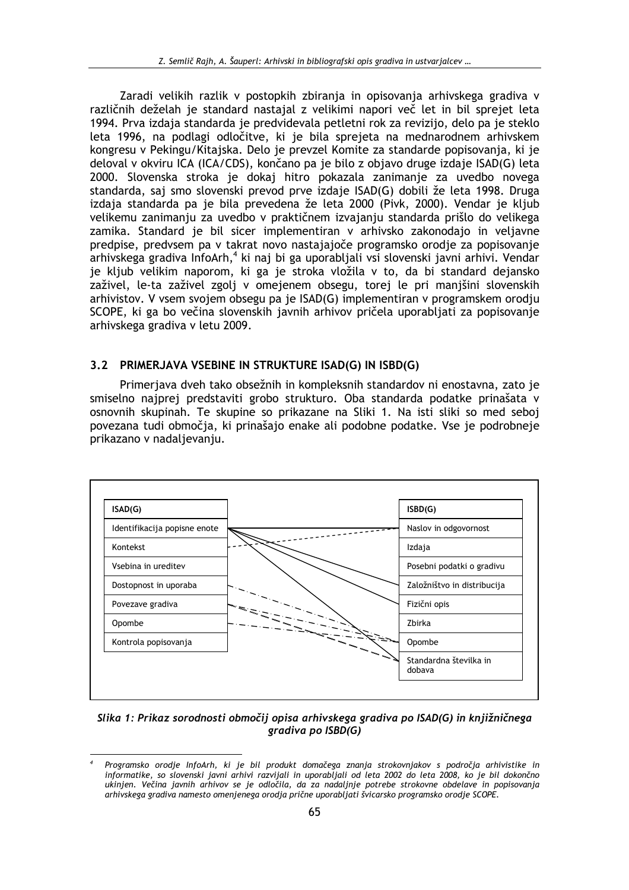Zaradi velikih razlik v postopkih zbiranja in opisovanja arhivskega gradiva v različnih deželah je standard nastajal z velikimi napori več let in bil sprejet leta 1994. Prva izdaja standarda je predvidevala petletni rok za revizijo, delo pa je steklo leta 1996, na podlagi odločitve, ki je bila sprejeta na mednarodnem arhivskem kongresu v Pekingu/Kitajska. Delo je prevzel Komite za standarde popisovanja, ki je deloval v okviru ICA (ICA/CDS), končano pa je bilo z objavo druge izdaje ISAD(G) leta 2000. Slovenska stroka je dokaj hitro pokazala zanimanje za uvedbo novega standarda, saj smo slovenski prevod prve izdaje ISAD(G) dobili že leta 1998. Druga izdaja standarda pa je bila prevedena že leta 2000 (Pivk, 2000). Vendar je kljub velikemu zanimanju za uvedbo v praktičnem izvajanju standarda prišlo do velikega zamika. Standard je bil sicer implementiran v arhivsko zakonodajo in veljavne predpise, predvsem pa v takrat novo nastajajoče programsko orodje za popisovanje arhivskega gradiva InfoArh,[4] ki naj bi ga uporabljali vsi slovenski javni arhivi. Vendar je kljub velikim naporom, ki ga je stroka vložila v to, da bi standard dejansko zaživel, le-ta zaživel zgolj v omejenem obsegu, torej le pri manjšini slovenskih arhivistov. V vsem svojem obsegu pa je ISAD(G) implementiran v programskem orodju SCOPE, ki ga bo večina slovenskih javnih arhivov pričela uporabljati za popisovanje arhivskega gradiva v letu 2009.

## 3.2 PRIMERJAVA VSEBINE IN STRUKTURE ISAD(G) IN ISBD(G)

Primerjava dveh tako obsežnih in kompleksnih standardov ni enostavna, zato je smiselno najprej predstaviti grobo strukturo. Oba standarda podatke prinašata v osnovnih skupinah. Te skupine so prikazane na Sliki 1. Na isti sliki so med seboj povezana tudi območja, ki prinašajo enake ali podobne podatke. Vse je podrobneje prikazano v nadaljevanju.

| ISAD(G) | ISBD(G) |
|---|---|
| Identifikacija popisne enote | Naslov in odgovornost |
| Kontekst | Izdaja |
| Vsebina in ureditev | Posebni podatki o gradivu |
| Dostopnost in uporaba | Založništvo in distribucija |
| Povezave gradiva | Fizični opis |
| Opombe | Zbirka |
| Kontrola popisovanja | Opombe |
| | Standardna številka in dobava |

*Slika 1: Prikaz sorodnosti območij opisa arhivskega gradiva po ISAD(G) in knjižničnega gradiva po ISBD(G)*

[4] Programsko orodje InfoArh, ki je bil produkt domačega znanja strokovnjakov s področja arhivistike in informatike, so slovenski javni arhivi razvijali in uporabljali od leta 2002 do leta 2008, ko je bil dokončno ukinjen. Večina javnih arhivov se je odločila, da za nadaljnje potrebe strokovne obdelave in popisovanja arhivskega gradiva namesto omenjenega orodja pričnе uporabljati švicarsko programsko orodje SCOPE.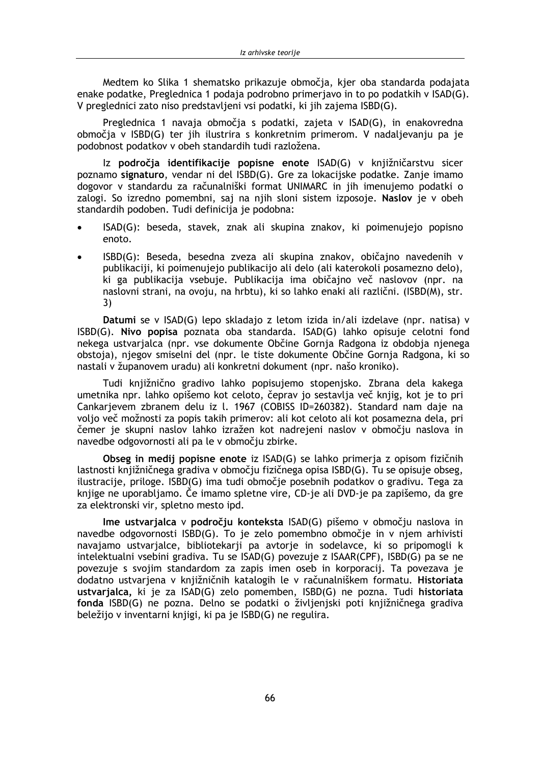Medtem ko Slika 1 shematsko prikazuje območja, kjer oba standarda podajata enake podatke, Preglednica 1 podaja podrobno primerjavo in to po podatkih v ISAD(G). V preglednici zato niso predstavljeni vsi podatki, ki jih zajema ISBD(G).

Preglednica 1 navaja območja s podatki, zajeta v ISAD(G), in enakovredna območja v ISBD(G) ter jih ilustrira s konkretnim primerom. V nadaljevanju pa je podobnost podatkov v obeh standardih tudi razložena.

Iz **področja identifikacije popisne enote** ISAD(G) v knjižničarstvu sicer poznamo **signaturo**, vendar ni del ISBD(G). Gre za lokacijske podatke. Zanje imamo dogovor v standardu za računalniški format UNIMARC in jih imenujemo podatki o zalogi. So izredno pomembni, saj na njih sloni sistem izposoje. **Naslov** je v obeh standardih podoben. Tudi definicija je podobna:

- ISAD(G): beseda, stavek, znak ali skupina znakov, ki poimenujejo popisno enoto.
- ISBD(G): Beseda, besedna zveza ali skupina znakov, običajno navedenih v publikaciji, ki poimenujejo publikacijo ali delo (ali katerokoli posamezno delo), ki ga publikacija vsebuje. Publikacija ima običajno več naslovov (npr. na naslovni strani, na ovoju, na hrbtu), ki so lahko enaki ali različni. (ISBD(M), str. 3)

**Datumi** se v ISAD(G) lepo skladajo z letom izida in/ali izdelave (npr. natisa) v ISBD(G). **Nivo popisa** poznata oba standarda. ISAD(G) lahko opisuje celotni fond nekega ustvarjalca (npr. vse dokumente Občine Gornja Radgona iz obdobja njenega obstoja), njegov smiselni del (npr. le tiste dokumente Občine Gornja Radgona, ki so nastali v županovem uradu) ali konkretni dokument (npr. našo kroniko).

Tudi knjižnično gradivo lahko popisujemo stopenjsko. Zbrana dela kakega umetnika npr. lahko opišemo kot celoto, čeprav jo sestavlja več knjig, kot je to pri Cankarjevem zbranem delu iz l. 1967 (COBISS ID=260382). Standard nam daje na voljo več možnosti za popis takih primerov: ali kot celoto ali kot posamezna dela, pri čemer je skupni naslov lahko izražen kot nadrejeni naslov v območju naslova in navedbe odgovornosti ali pa le v območju zbirke.

**Obseg in medij popisne enote** iz ISAD(G) se lahko primerja z opisom fizičnih lastnosti knjižničnega gradiva v območju fizičnega opisa ISBD(G). Tu se opisuje obseg, ilustracije, priloge. ISBD(G) ima tudi območje posebnih podatkov o gradivu. Tega za knjige ne uporabljamo. Če imamo spletne vire, CD-je ali DVD-je pa zapišemo, da gre za elektronski vir, spletno mesto ipd.

**Ime ustvarjalca** v **področju konteksta** ISAD(G) pišemo v območju naslova in navedbe odgovornosti ISBD(G). To je zelo pomembno območje in v njem arhivisti navajamo ustvarjalce, bibliotekarji pa avtorje in sodelavce, ki so pripomogli k intelektualni vsebini gradiva. Tu se ISAD(G) povezuje z ISAAR(CPF), ISBD(G) pa se ne povezuje s svojim standardom za zapis imen oseb in korporacij. Ta povezava je dodatno ustvarjena v knjižničnih katalogih le v računalniškem formatu. **Historiata ustvarjalca,** ki je za ISAD(G) zelo pomemben, ISBD(G) ne pozna. Tudi **historiata fonda** ISBD(G) ne pozna. Delno se podatki o življenjski poti knjižničnega gradiva beležijo v inventarni knjigi, ki pa je ISBD(G) ne regulira.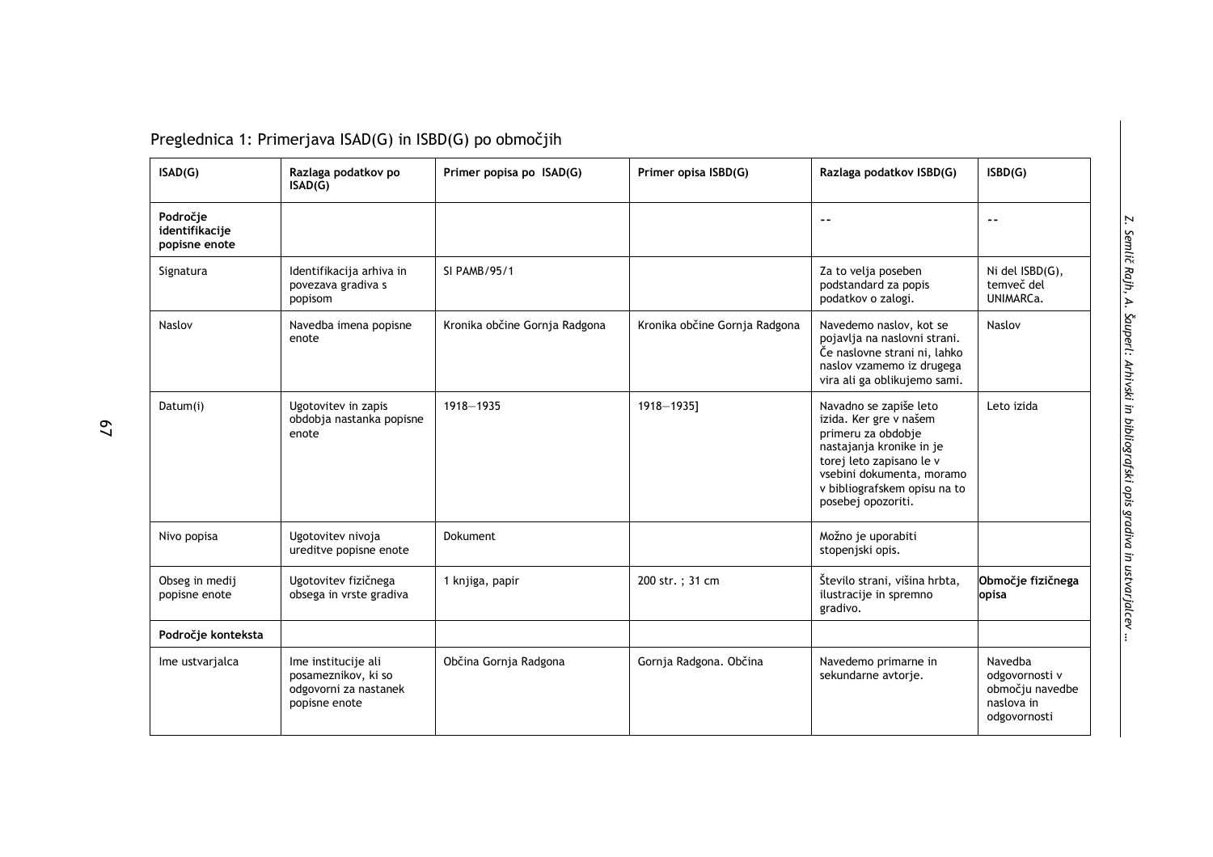Preglednica 1: Primerjava ISAD(G) in ISBD(G) po območjih

| ISAD(G) | Razlaga podatkov po ISAD(G) | Primer popisa po ISAD(G) | Primer opisa ISBD(G) | Razlaga podatkov ISBD(G) | ISBD(G) |
|---|---|---|---|---|---|
| **Področje identifikacije popisne enote** | | | | -- | -- |
| Signatura | Identifikacija arhiva in povezava gradiva s popisom | SI PAMB/95/1 | | Za to velja poseben podstandard za popis podatkov o zalogi. | Ni del ISBD(G), temveč del UNIMARCa. |
| Naslov | Navedba imena popisne enote | Kronika občine Gornja Radgona | Kronika občine Gornja Radgona | Navedemo naslov, kot se pojavlja na naslovni strani. Če naslovne strani ni, lahko naslov vzamemo iz drugega vira ali ga oblikujemo sami. | Naslov |
| Datum(i) | Ugotovitev in zapis obdobja nastanka popisne enote | 1918—1935 | 1918—1935] | Navadno se zapiše leto izida. Ker gre v našem primeru za obdobje nastajanja kronike in je torej leto zapisano le v vsebini dokumenta, moramo v bibliografskem opisu na to posebej opozoriti. | Leto izida |
| Nivo popisa | Ugotovitev nivoja ureditve popisne enote | Dokument | | Možno je uporabiti stopenjski opis. | |
| Obseg in medij popisne enote | Ugotovitev fizičnega obsega in vrste gradiva | 1 knjiga, papir | 200 str. ; 31 cm | Število strani, višina hrbta, ilustracije in spremno gradivo. | **Območje fizičnega opisa** |
| **Področje konteksta** | | | | | |
| Ime ustvarjalca | Ime institucije ali posameznikov, ki so odgovorni za nastanek popisne enote | Občina Gornja Radgona | Gornja Radgona. Občina | Navedemo primarne in sekundarne avtorje. | Navedba odgovornosti v območju navedbe naslova in odgovornosti |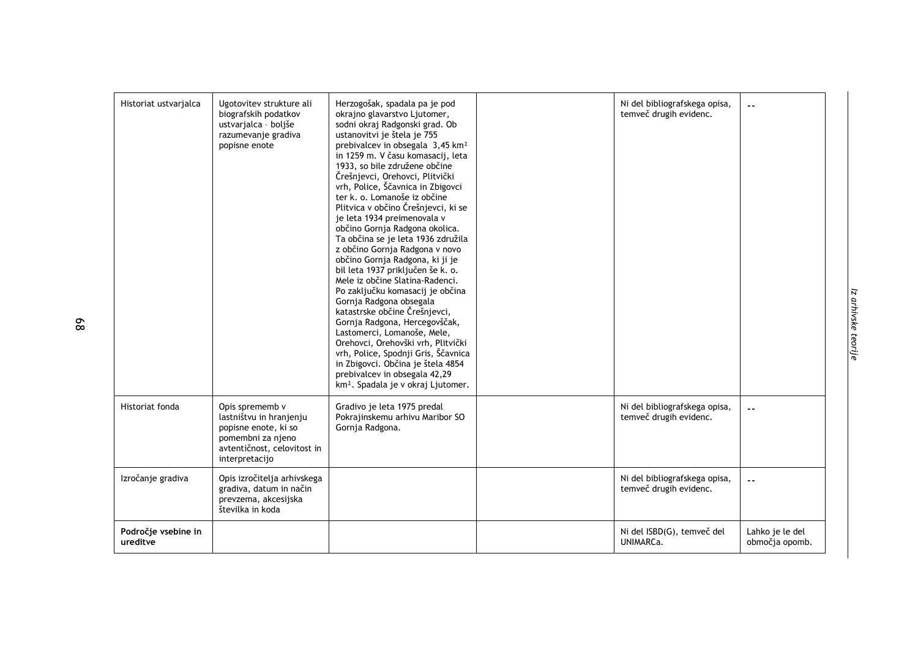| Historiat ustvarjalca | Ugotovitev strukture ali biografskih podatkov ustvarjalca – boljše razumevanje gradiva popisne enote | Herzogošak, spadala pa je pod okrajno glavarstvo Ljutomer, sodni okraj Radgonski grad. Ob ustanovitvi je štela je 755 prebivalcev in obsegala 3,45 km² in 1259 m. V času komasacij, leta 1933, so bile združene občine Črešnjevci, Orehovci, Plitvički vrh, Police, Ščavnica in Zbigovci ter k. o. Lomanoše iz občine Plitvica v občino Črešnjevci, ki se je leta 1934 preimenovala v občino Gornja Radgona okolica. Ta občina se je leta 1936 združila z občino Gornja Radgona v novo občino Gornja Radgona, ki ji je bil leta 1937 priključen še k. o. Mele iz občine Slatina-Radenci. Po zaključku komasacij je občina Gornja Radgona obsegala katastrske občine Črešnjevci, Gornja Radgona, Hercegovščak, Lastomerci, Lomanoše, Mele, Orehovci, Orehovški vrh, Plitvički vrh, Police, Spodnji Gris, Ščavnica in Zbigovci. Občina je štela 4854 prebivalcev in obsegala 42,29 km². Spadala je v okraj Ljutomer. | | Ni del bibliografskega opisa, temveč drugih evidenc. | -- |
|---|---|---|---|---|---|
| Historiat fonda | Opis sprememb v lastništvu in hranjenju popisne enote, ki so pomembni za njeno avtentičnost, celovitost in interpretacijo | Gradivo je leta 1975 predal Pokrajinskemu arhivu Maribor SO Gornja Radgona. | | Ni del bibliografskega opisa, temveč drugih evidenc. | -- |
| Izročanje gradiva | Opis izročitelja arhivskega gradiva, datum in način prevzema, akcesijska številka in koda | | | Ni del bibliografskega opisa, temveč drugih evidenc. | -- |
| **Področje vsebine in ureditve** | | | | Ni del ISBD(G), temveč del UNIMARCa. | Lahko je le del območja opomb. |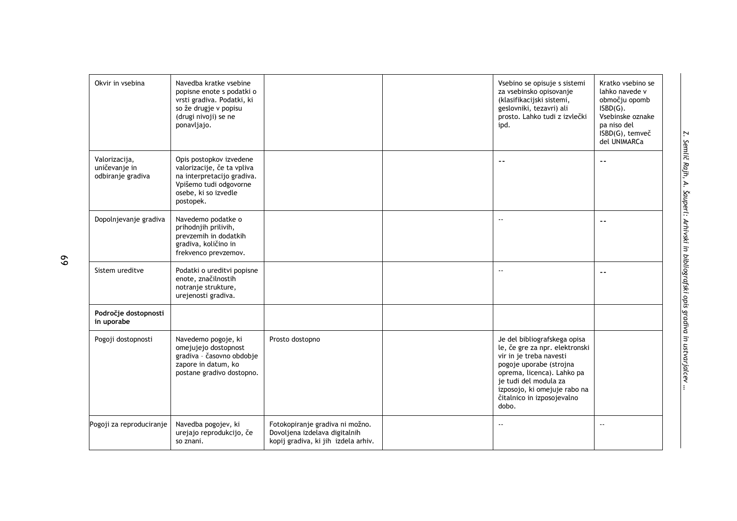| Okvir in vsebina | Navedba kratke vsebine popisne enote s podatki o vrsti gradiva. Podatki, ki so že drugje v popisu (drugi nivoji) se ne ponavljajo. | | | Vsebino se opisuje s sistemi za vsebinsko opisovanje (klasifikacijski sistemi, geslovniki, tezavri) ali prosto. Lahko tudi z izvlečki ipd. | Kratko vsebino se lahko navede v območju opomb ISBD(G). Vsebinske oznake pa niso del ISBD(G), temveč del UNIMARCa |
|---|---|---|---|---|---|
| Valorizacija, uničevanje in odbiranje gradiva | Opis postopkov izvedene valorizacije, če ta vpliva na interpretacijo gradiva. Vpišemo tudi odgovorne osebe, ki so izvedle postopek. | | | -- | -- |
| Dopolnjevanje gradiva | Navedemo podatke o prihodnjih prilivih, prevzemih in dodatkih gradiva, količino in frekvenco prevzemov. | | | -- | -- |
| Sistem ureditve | Podatki o ureditvi popisne enote, značilnostih notranje strukture, urejenosti gradiva. | | | -- | -- |
| **Področje dostopnosti in uporabe** | | | | | |
| Pogoji dostopnosti | Navedemo pogoje, ki omejujejo dostopnost gradiva – časovno obdobje zapore in datum, ko postane gradivo dostopno. | Prosto dostopno | | Je del bibliografskega opisa le, če gre za npr. elektronski vir in je treba navesti pogoje uporabe (strojna oprema, licenca). Lahko pa je tudi del modula za izposojo, ki omejuje rabo na čitalnico in izposojevalno dobo. | |
| Pogoji za reproduciranje | Navedba pogojev, ki urejajo reprodukcijo, če so znani. | Fotokopiranje gradiva ni možno. Dovoljena izdelava digitalnih kopij gradiva, ki jih izdela arhiv. | | -- | -- |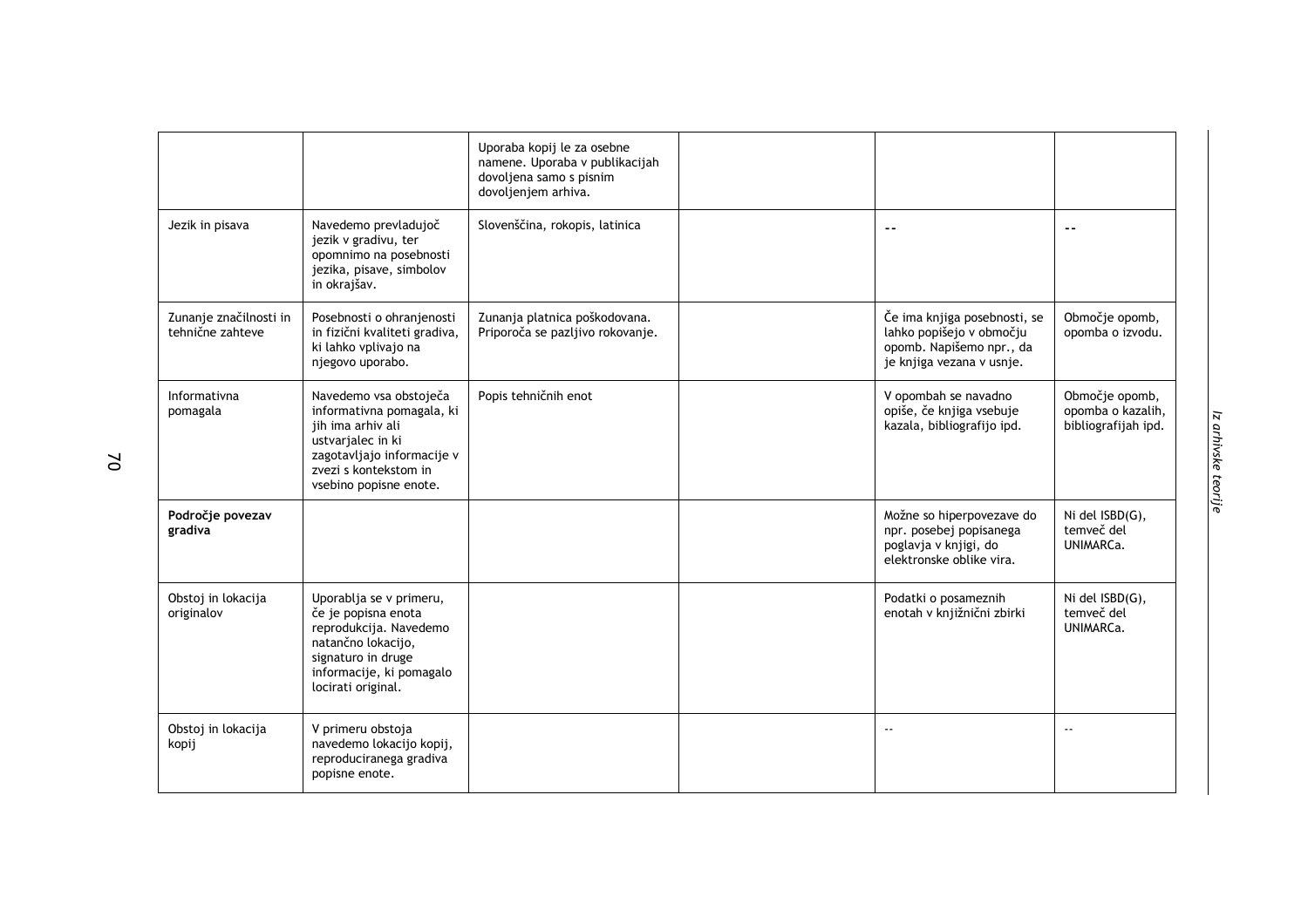|  |  | Uporaba kopij le za osebne namene. Uporaba v publikacijah dovoljena samo s pisnim dovoljenjem arhiva. |  |  |  |
|---|---|---|---|---|---|
| Jezik in pisava | Navedemo prevladujoč jezik v gradivu, ter opomnimo na posebnosti jezika, pisave, simbolov in okrajšav. | Slovenščina, rokopis, latinica |  | -- | -- |
| Zunanje značilnosti in tehnične zahteve | Posebnosti o ohranjenosti in fizični kvaliteti gradiva, ki lahko vplivajo na njegovo uporabo. | Zunanja platnica poškodovana. Priporoča se pazljivo rokovanje. |  | Če ima knjiga posebnosti, se lahko popišejo v območju opomb. Napišemo npr., da je knjiga vezana v usnje. | Območje opomb, opomba o izvodu. |
| Informativna pomagala | Navedemo vsa obstoječa informativna pomagala, ki jih ima arhiv ali ustvarjalec in ki zagotavljajo informacije v zvezi s kontekstom in vsebino popisne enote. | Popis tehničnih enot |  | V opombah se navadno opiše, če knjiga vsebuje kazala, bibliografijo ipd. | Območje opomb, opomba o kazalih, bibliografijah ipd. |
| **Področje povezav gradiva** |  |  |  | Možne so hiperpovezave do npr. posebej popisanega poglavja v knjigi, do elektronske oblike vira. | Ni del ISBD(G), temveč del UNIMARCa. |
| Obstoj in lokacija originalov | Uporablja se v primeru, če je popisna enota reprodukcija. Navedemo natančno lokacijo, signaturo in druge informacije, ki pomagalo locirati original. |  |  | Podatki o posameznih enotah v knjižnični zbirki | Ni del ISBD(G), temveč del UNIMARCa. |
| Obstoj in lokacija kopij | V primeru obstoja navedemo lokacijo kopij, reproduciranega gradiva popisne enote. |  |  | -- | -- |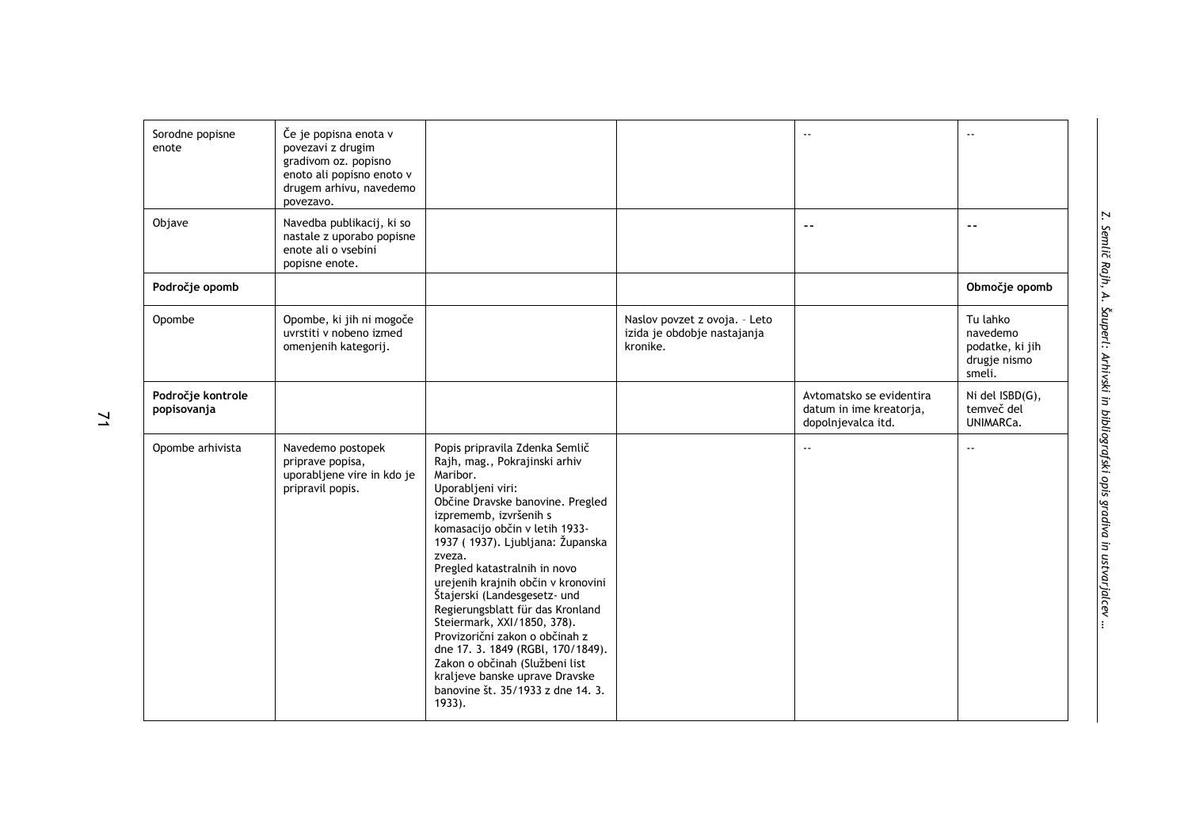| Sorodne popisne enote | Če je popisna enota v povezavi z drugim gradivom oz. popisno enoto ali popisno enoto v drugem arhivu, navedemo povezavo. | | | -- | -- |
|---|---|---|---|---|---|
| Objave | Navedba publikacij, ki so nastale z uporabo popisne enote ali o vsebini popisne enote. | | | -- | -- |
| **Področje opomb** | | | | | **Območje opomb** |
| Opombe | Opombe, ki jih ni mogoče uvrstiti v nobeno izmed omenjenih kategorij. | | Naslov povzet z ovoja. - Leto izida je obdobje nastajanja kronike. | | Tu lahko navedemo podatke, ki jih drugje nismo smeli. |
| **Področje kontrole popisovanja** | | | | Avtomatsko se evidentira datum in ime kreatorja, dopolnjevalca itd. | Ni del ISBD(G), temveč del UNIMARCa. |
| Opombe arhivista | Navedemo postopek priprave popisa, uporabljene vire in kdo je pripravil popis. | Popis pripravila Zdenka Semlič Rajh, mag., Pokrajinski arhiv Maribor. Uporabljeni viri: Občine Dravske banovine. Pregled izprememb, izvršenih s komasacijo občin v letih 1933-1937 ( 1937). Ljubljana: Županska zveza. Pregled katastralnih in novo urejenih krajnih občin v kronovini Štajerski (Landesgesetz- und Regierungsblatt für das Kronland Steiermark, XXI/1850, 378). Provizorični zakon o občinah z dne 17. 3. 1849 (RGBl, 170/1849). Zakon o občinah (Službeni list kraljeve banske uprave Dravske banovine št. 35/1933 z dne 14. 3. 1933). | | -- | -- |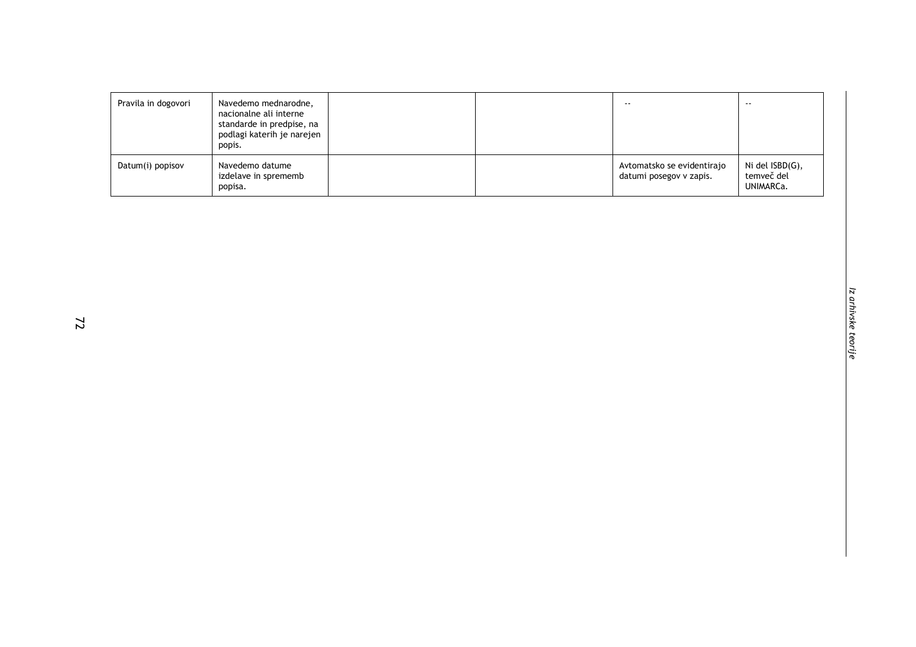| | | | | | |
|---|---|---|---|---|---|
| Pravila in dogovori | Navedemo mednarodne, nacionalne ali interne standarde in predpise, na podlagi katerih je narejen popis. | | | -- | -- |
| Datum(i) popisov | Navedemo datume izdelave in sprememb popisa. | | | Avtomatsko se evidentirajo datumi posegov v zapis. | Ni del ISBD(G), temveč del UNIMARCa. |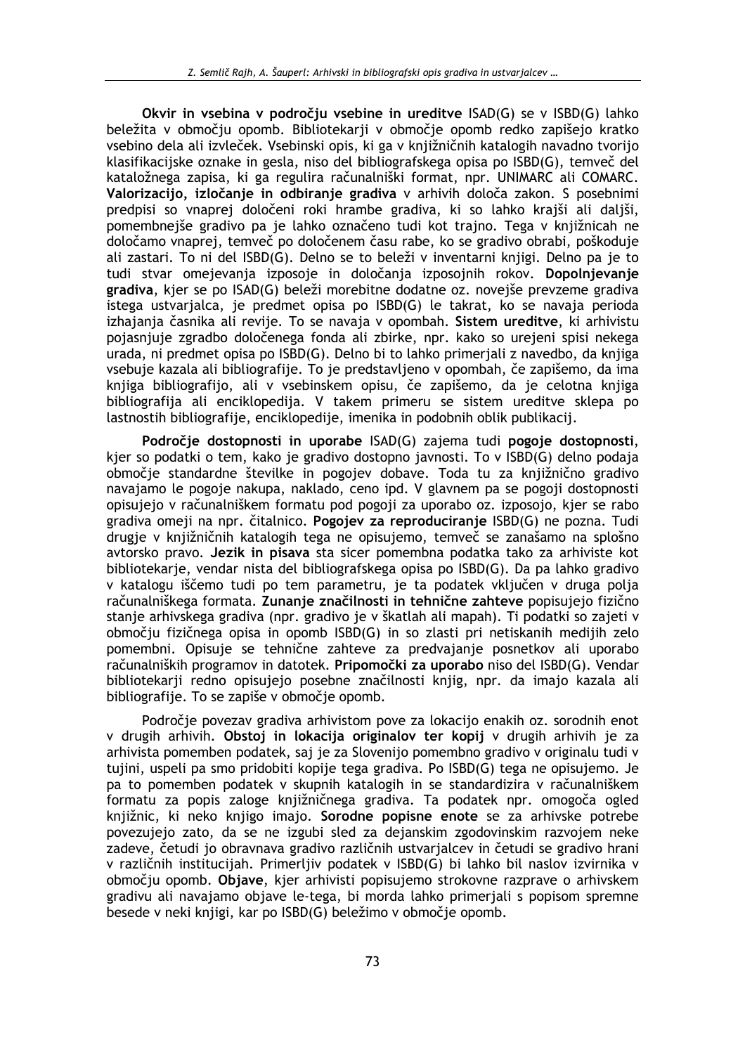**Okvir in vsebina v področju vsebine in ureditve** ISAD(G) se v ISBD(G) lahko beležita v območju opomb. Bibliotekarji v območje opomb redko zapišejo kratko vsebino dela ali izvleček. Vsebinski opis, ki ga v knjižničnih katalogih navadno tvorijo klasifikacijske oznake in gesla, niso del bibliografskega opisa po ISBD(G), temveč del kataložnega zapisa, ki ga regulira računalniški format, npr. UNIMARC ali COMARC. **Valorizacijo, izločanje in odbiranje gradiva** v arhivih določa zakon. S posebnimi predpisi so vnaprej določeni roki hrambe gradiva, ki so lahko krajši ali daljši, pomembnejše gradivo pa je lahko označeno tudi kot trajno. Tega v knjižnicah ne določamo vnaprej, temveč po določenem času rabe, ko se gradivo obrabi, poškoduje ali zastari. To ni del ISBD(G). Delno se to beleži v inventarni knjigi. Delno pa je to tudi stvar omejevanja izposoje in določanja izposojnih rokov. **Dopolnjevanje gradiva**, kjer se po ISAD(G) beleži morebitne dodatne oz. novejše prevzeme gradiva istega ustvarjalca, je predmet opisa po ISBD(G) le takrat, ko se navaja perioda izhajanja časnika ali revije. To se navaja v opombah. **Sistem ureditve**, ki arhivistu pojasnjuje zgradbo določenega fonda ali zbirke, npr. kako so urejeni spisi nekega urada, ni predmet opisa po ISBD(G). Delno bi to lahko primerjali z navedbo, da knjiga vsebuje kazala ali bibliografije. To je predstavljeno v opombah, če zapišemo, da ima knjiga bibliografijo, ali v vsebinskem opisu, če zapišemo, da je celotna knjiga bibliografija ali enciklopedija. V takem primeru se sistem ureditve sklepa po lastnostih bibliografije, enciklopedije, imenika in podobnih oblik publikacij.

**Področje dostopnosti in uporabe** ISAD(G) zajema tudi **pogoje dostopnosti**, kjer so podatki o tem, kako je gradivo dostopno javnosti. To v ISBD(G) delno podaja območje standardne številke in pogojev dobave. Toda tu za knjižnično gradivo navajamo le pogoje nakupa, naklado, ceno ipd. V glavnem pa se pogoji dostopnosti opisujejo v računalniškem formatu pod pogoji za uporabo oz. izposojo, kjer se rabo gradiva omeji na npr. čitalnico. **Pogojev za reproduciranje** ISBD(G) ne pozna. Tudi drugje v knjižničnih katalogih tega ne opisujemo, temveč se zanašamo na splošno avtorsko pravo. **Jezik in pisava** sta sicer pomembna podatka tako za arhiviste kot bibliotekarje, vendar nista del bibliografskega opisa po ISBD(G). Da pa lahko gradivo v katalogu iščemo tudi po tem parametru, je ta podatek vključen v druga polja računalniškega formata. **Zunanje značilnosti in tehnične zahteve** popisujejo fizično stanje arhivskega gradiva (npr. gradivo je v škatlah ali mapah). Ti podatki so zajeti v območju fizičnega opisa in opomb ISBD(G) in so zlasti pri netiskanih medijih zelo pomembni. Opisuje se tehnične zahteve za predvajanje posnetkov ali uporabo računalniških programov in datotek. **Pripomočki za uporabo** niso del ISBD(G). Vendar bibliotekarji redno opisujejo posebne značilnosti knjig, npr. da imajo kazala ali bibliografije. To se zapiše v območje opomb.

Področje povezav gradiva arhivistom pove za lokacijo enakih oz. sorodnih enot v drugih arhivih. **Obstoj in lokacija originalov ter kopij** v drugih arhivih je za arhivista pomemben podatek, saj je za Slovenijo pomembno gradivo v originalu tudi v tujini, uspeli pa smo pridobiti kopije tega gradiva. Po ISBD(G) tega ne opisujemo. Je pa to pomemben podatek v skupnih katalogih in se standardizira v računalniškem formatu za popis zaloge knjižničnega gradiva. Ta podatek npr. omogoča ogled knjižnic, ki neko knjigo imajo. **Sorodne popisne enote** se za arhivske potrebe povezujejo zato, da se ne izgubi sled za dejanskim zgodovinskim razvojem neke zadeve, četudi jo obravnava gradivo različnih ustvarjalcev in četudi se gradivo hrani v različnih institucijah. Primerljiv podatek v ISBD(G) bi lahko bil naslov izvirnika v območju opomb. **Objave**, kjer arhivisti popisujemo strokovne razprave o arhivskem gradivu ali navajamo objave le-tega, bi morda lahko primerjali s popisom spremne besede v neki knjigi, kar po ISBD(G) beležimo v območje opomb.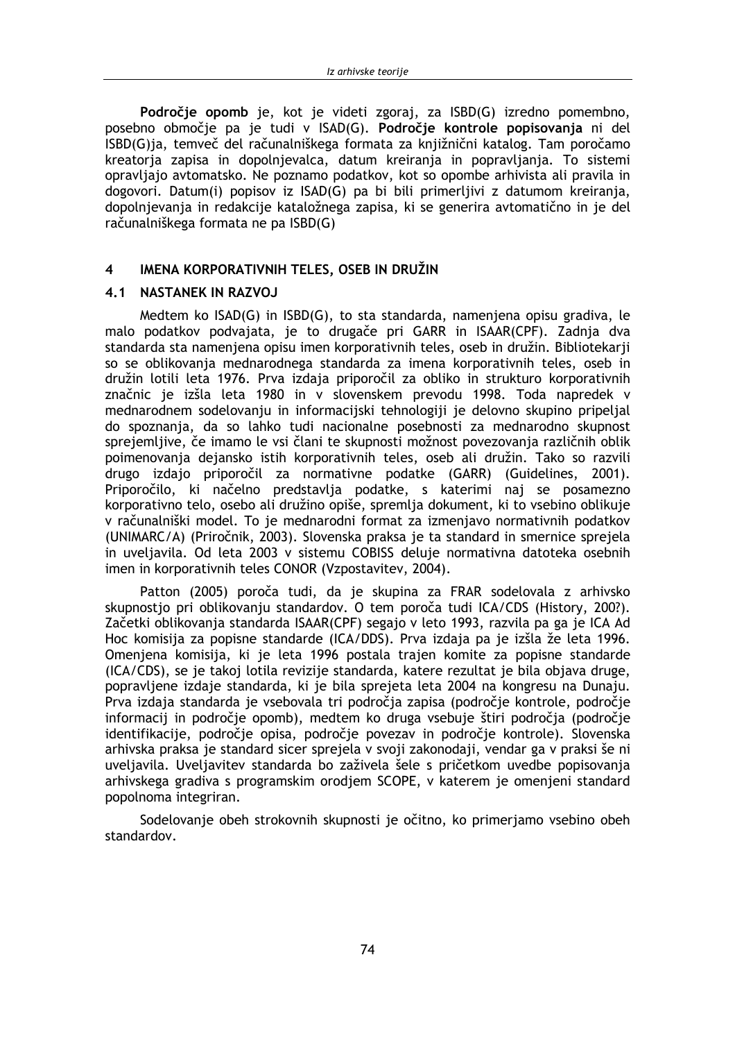**Področje opomb** je, kot je videti zgoraj, za ISBD(G) izredno pomembno, posebno območje pa je tudi v ISAD(G). **Področje kontrole popisovanja** ni del ISBD(G)ja, temveč del računalniškega formata za knjižnični katalog. Tam poročamo kreatorja zapisa in dopolnjevalca, datum kreiranja in popravljanja. To sistemi opravljajo avtomatsko. Ne poznamo podatkov, kot so opombe arhivista ali pravila in dogovori. Datum(i) popisov iz ISAD(G) pa bi bili primerljivi z datumom kreiranja, dopolnjevanja in redakcije kataložnega zapisa, ki se generira avtomatično in je del računalniškega formata ne pa ISBD(G)

# 4 IMENA KORPORATIVNIH TELES, OSEB IN DRUŽIN

## 4.1 NASTANEK IN RAZVOJ

Medtem ko ISAD(G) in ISBD(G), to sta standarda, namenjena opisu gradiva, le malo podatkov podvajata, je to drugače pri GARR in ISAAR(CPF). Zadnja dva standarda sta namenjena opisu imen korporativnih teles, oseb in družin. Bibliotekarji so se oblikovanja mednarodnega standarda za imena korporativnih teles, oseb in družin lotili leta 1976. Prva izdaja priporočil za obliko in strukturo korporativnih značnic je izšla leta 1980 in v slovenskem prevodu 1998. Toda napredek v mednarodnem sodelovanju in informacijski tehnologiji je delovno skupino pripeljal do spoznanja, da so lahko tudi nacionalne posebnosti za mednarodno skupnost sprejemljive, če imamo le vsi člani te skupnosti možnost povezovanja različnih oblik poimenovanja dejansko istih korporativnih teles, oseb ali družin. Tako so razvili drugo izdajo priporočil za normativne podatke (GARR) (Guidelines, 2001). Priporočilo, ki načelno predstavlja podatke, s katerimi naj se posamezno korporativno telo, osebo ali družino opiše, spremlja dokument, ki to vsebino oblikuje v računalniški model. To je mednarodni format za izmenjavo normativnih podatkov (UNIMARC/A) (Priročnik, 2003). Slovenska praksa je ta standard in smernice sprejela in uveljavila. Od leta 2003 v sistemu COBISS deluje normativna datoteka osebnih imen in korporativnih teles CONOR (Vzpostavitev, 2004).

Patton (2005) poroča tudi, da je skupina za FRAR sodelovala z arhivsko skupnostjo pri oblikovanju standardov. O tem poroča tudi ICA/CDS (History, 200?). Začetki oblikovanja standarda ISAAR(CPF) segajo v leto 1993, razvila pa ga je ICA Ad Hoc komisija za popisne standarde (ICA/DDS). Prva izdaja pa je izšla že leta 1996. Omenjena komisija, ki je leta 1996 postala trajen komite za popisne standarde (ICA/CDS), se je takoj lotila revizije standarda, katere rezultat je bila objava druge, popravljene izdaje standarda, ki je bila sprejeta leta 2004 na kongresu na Dunaju. Prva izdaja standarda je vsebovala tri področja zapisa (področje kontrole, področje informacij in področje opomb), medtem ko druga vsebuje štiri področja (področje identifikacije, področje opisa, področje povezav in področje kontrole). Slovenska arhivska praksa je standard sicer sprejela v svoji zakonodaji, vendar ga v praksi še ni uveljavila. Uveljavitev standarda bo zaživela šele s pričetkom uvedbe popisovanja arhivskega gradiva s programskim orodjem SCOPE, v katerem je omenjeni standard popolnoma integriran.

Sodelovanje obeh strokovnih skupnosti je očitno, ko primerjamo vsebino obeh standardov.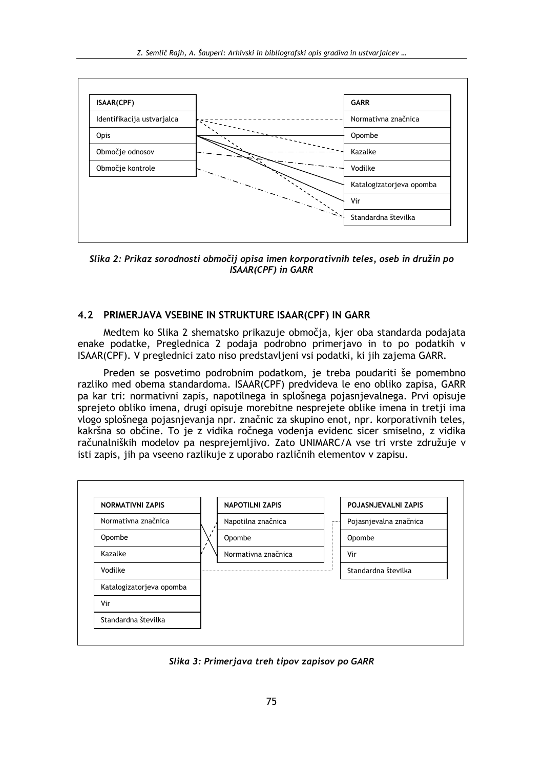| ISAAR(CPF) |
| --- |
| Identifikacija ustvarjalca |
| Opis |
| Območje odnosov |
| Območje kontrole |

| GARR |
| --- |
| Normativna značnica |
| Opombe |
| Kazalke |
| Vodilke |
| Katalogizatorjeva opomba |
| Vir |
| Standardna številka |

*Slika 2: Prikaz sorodnosti območij opisa imen korporativnih teles, oseb in družin po ISAAR(CPF) in GARR*

## 4.2 PRIMERJAVA VSEBINE IN STRUKTURE ISAAR(CPF) IN GARR

Medtem ko Slika 2 shematsko prikazuje območja, kjer oba standarda podajata enake podatke, Preglednica 2 podaja podrobno primerjavo in to po podatkih v ISAAR(CPF). V preglednici zato niso predstavljeni vsi podatki, ki jih zajema GARR.

Preden se posvetimo podrobnim podatkom, je treba poudariti še pomembno razliko med obema standardoma. ISAAR(CPF) predvideva le eno obliko zapisa, GARR pa kar tri: normativni zapis, napotilnega in splošnega pojasnjevalnega. Prvi opisuje sprejeto obliko imena, drugi opisuje morebitne nesprejete oblike imena in tretji ima vlogo splošnega pojasnjevanja npr. značnic za skupino enot, npr. korporativnih teles, kakršna so občine. To je z vidika ročnega vodenja evidenc sicer smiselno, z vidika računalniških modelov pa nesprejemljivo. Zato UNIMARC/A vse tri vrste združuje v isti zapis, jih pa vseeno razlikuje z uporabo različnih elementov v zapisu.

| NORMATIVNI ZAPIS |
| --- |
| Normativna značnica |
| Opombe |
| Kazalke |
| Vodilke |
| Katalogizatorjeva opomba |
| Vir |
| Standardna številka |

| NAPOTILNI ZAPIS |
| --- |
| Napotilna značnica |
| Opombe |
| Normativna značnica |

| POJASNJEVALNI ZAPIS |
| --- |
| Pojasnjevalna značnica |
| Opombe |
| Vir |
| Standardna številka |

*Slika 3: Primerjava treh tipov zapisov po GARR*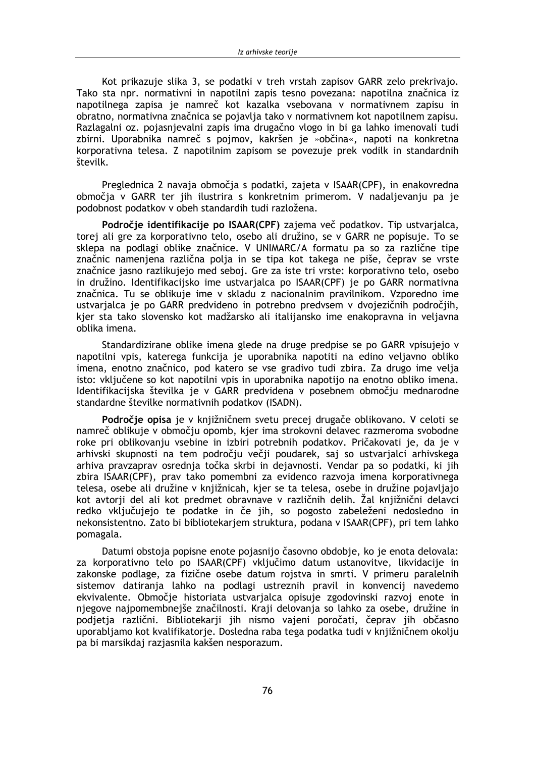Kot prikazuje slika 3, se podatki v treh vrstah zapisov GARR zelo prekrivajo. Tako sta npr. normativni in napotilni zapis tesno povezana: napotilna značnica iz napotilnega zapisa je namreč kot kazalka vsebovana v normativnem zapisu in obratno, normativna značnica se pojavlja tako v normativnem kot napotilnem zapisu. Razlagalni oz. pojasnjevalni zapis ima drugačno vlogo in bi ga lahko imenovali tudi zbirni. Uporabnika namreč s pojmov, kakršen je »občina«, napoti na konkretna korporativna telesa. Z napotilnim zapisom se povezuje prek vodilk in standardnih številk.

Preglednica 2 navaja območja s podatki, zajeta v ISAAR(CPF), in enakovredna območja v GARR ter jih ilustrira s konkretnim primerom. V nadaljevanju pa je podobnost podatkov v obeh standardih tudi razložena.

**Področje identifikacije po ISAAR(CPF)** zajema več podatkov. Tip ustvarjalca, torej ali gre za korporativno telo, osebo ali družino, se v GARR ne popisuje. To se sklepa na podlagi oblike značnice. V UNIMARC/A formatu pa so za različne tipe značnic namenjena različna polja in se tipa kot takega ne piše, čeprav se vrste značnice jasno razlikujejo med seboj. Gre za iste tri vrste: korporativno telo, osebo in družino. Identifikacijsko ime ustvarjalca po ISAAR(CPF) je po GARR normativna značnica. Tu se oblikuje ime v skladu z nacionalnim pravilnikom. Vzporedno ime ustvarjalca je po GARR predvideno in potrebno predvsem v dvojezičnih področjih, kjer sta tako slovensko kot madžarsko ali italijansko ime enakopravna in veljavna oblika imena.

Standardizirane oblike imena glede na druge predpise se po GARR vpisujejo v napotilni vpis, katerega funkcija je uporabnika napotiti na edino veljavno obliko imena, enotno značnico, pod katero se vse gradivo tudi zbira. Za drugo ime velja isto: vključene so kot napotilni vpis in uporabnika napotijo na enotno obliko imena. Identifikacijska številka je v GARR predvidena v posebnem območju mednarodne standardne številke normativnih podatkov (ISADN).

**Področje opisa** je v knjižničnem svetu precej drugače oblikovano. V celoti se namreč oblikuje v območju opomb, kjer ima strokovni delavec razmeroma svobodne roke pri oblikovanju vsebine in izbiri potrebnih podatkov. Pričakovati je, da je v arhivski skupnosti na tem področju večji poudarek, saj so ustvarjalci arhivskega arhiva pravzaprav osrednja točka skrbi in dejavnosti. Vendar pa so podatki, ki jih zbira ISAAR(CPF), prav tako pomembni za evidenco razvoja imena korporativnega telesa, osebe ali družine v knjižnicah, kjer se ta telesa, osebe in družine pojavljajo kot avtorji del ali kot predmet obravnave v različnih delih. Žal knjižnični delavci redko vključujejo te podatke in če jih, so pogosto zabeleženi nedosledno in nekonsistentno. Zato bi bibliotekarjem struktura, podana v ISAAR(CPF), pri tem lahko pomagala.

Datumi obstoja popisne enote pojasnijo časovno obdobje, ko je enota delovala: za korporativno telo po ISAAR(CPF) vključimo datum ustanovitve, likvidacije in zakonske podlage, za fizične osebe datum rojstva in smrti. V primeru paralelnih sistemov datiranja lahko na podlagi ustreznih pravil in konvencij navedemo ekvivalente. Območje historiata ustvarjalca opisuje zgodovinski razvoj enote in njegove najpomembnejše značilnosti. Kraji delovanja so lahko za osebe, družine in podjetja različni. Bibliotekarji jih nismo vajeni poročati, čeprav jih občasno uporabljamo kot kvalifikatorje. Dosledna raba tega podatka tudi v knjižničnem okolju pa bi marsikdaj razjasnila kakšen nesporazum.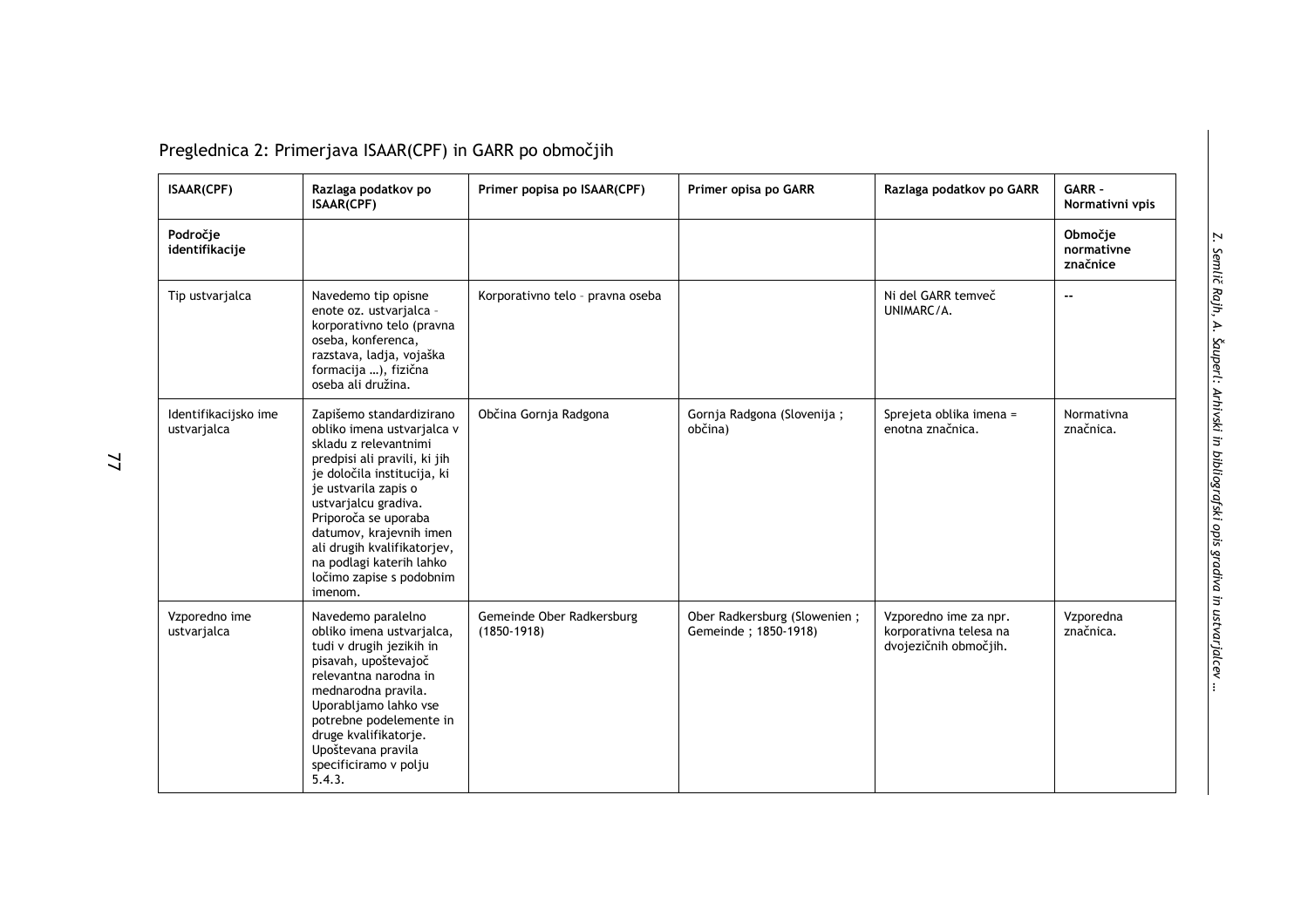Preglednica 2: Primerjava ISAAR(CPF) in GARR po območjih

| ISAAR(CPF) | Razlaga podatkov po ISAAR(CPF) | Primer popisa po ISAAR(CPF) | Primer opisa po GARR | Razlaga podatkov po GARR | GARR – Normativni vpis |
|---|---|---|---|---|---|
| **Področje identifikacije** | | | | | **Območje normativne značnice** |
| Tip ustvarjalca | Navedemo tip opisne enote oz. ustvarjalca – korporativno telo (pravna oseba, konferenca, razstava, ladja, vojaška formacija …), fizična oseba ali družina. | Korporativno telo – pravna oseba | | Ni del GARR temveč UNIMARC/A. | -- |
| Identifikacijsko ime ustvarjalca | Zapišemo standardizirano obliko imena ustvarjalca v skladu z relevantnimi predpisi ali pravili, ki jih je določila institucija, ki je ustvarila zapis o ustvarjalcu gradiva. Priporoča se uporaba datumov, krajevnih imen ali drugih kvalifikatorjev, na podlagi katerih lahko ločimo zapise s podobnim imenom. | Občina Gornja Radgona | Gornja Radgona (Slovenija ; občina) | Sprejeta oblika imena = enotna značnica. | Normativna značnica. |
| Vzporedno ime ustvarjalca | Navedemo paralelno obliko imena ustvarjalca, tudi v drugih jezikih in pisavah, upoštevajoč relevantna narodna in mednarodna pravila. Uporabljamo lahko vse potrebne podelemente in druge kvalifikatorje. Upoštevana pravila specificiramo v polju 5.4.3. | Gemeinde Ober Radkersburg (1850-1918) | Ober Radkersburg (Slowenien ; Gemeinde ; 1850-1918) | Vzporedno ime za npr. korporativna telesa na dvojezičnih območjih. | Vzporedna značnica. |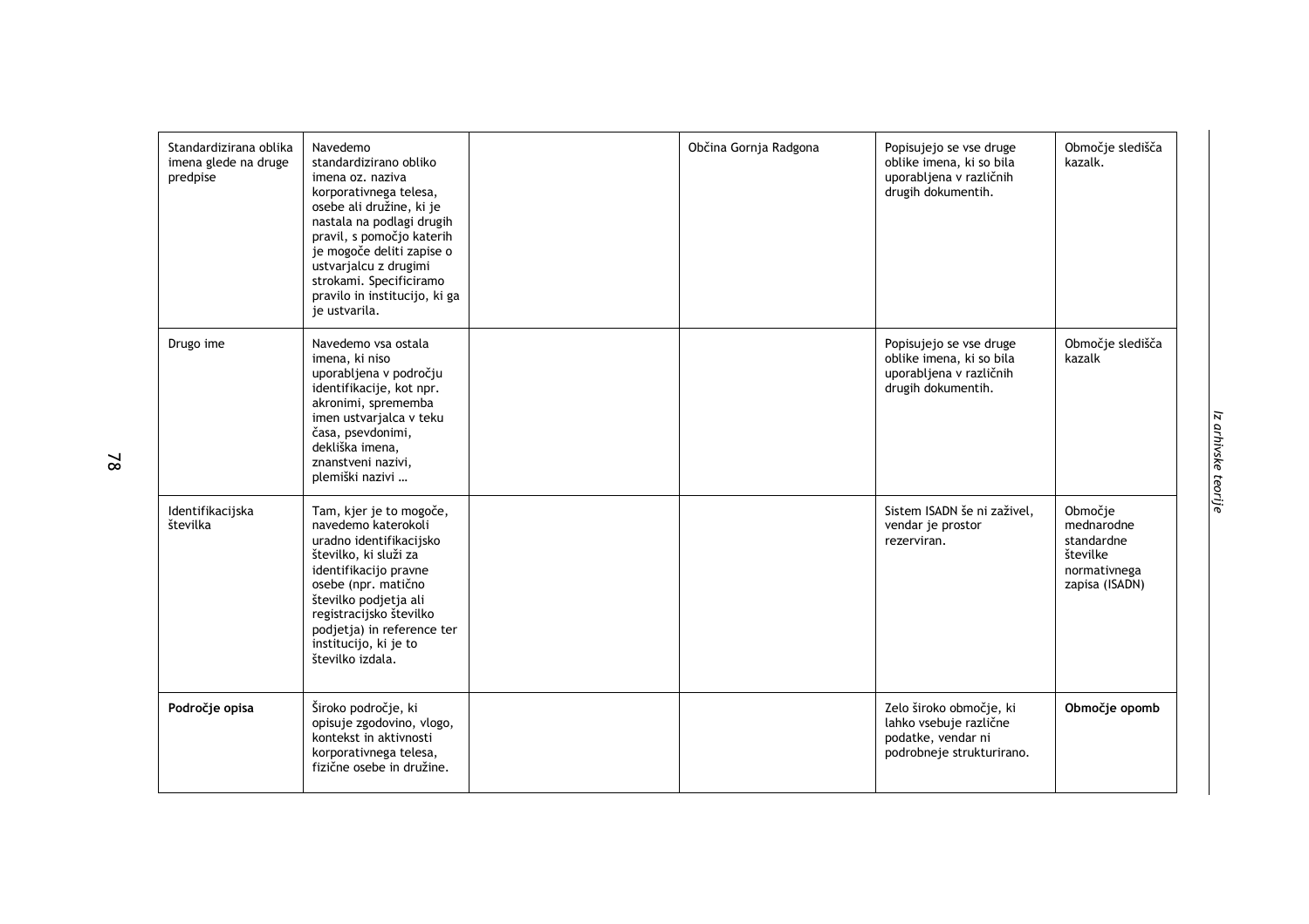| Standardizirana oblika imena glede na druge predpise | Navedemo standardizirano obliko imena oz. naziva korporativnega telesa, osebe ali družine, ki je nastala na podlagi drugih pravil, s pomočjo katerih je mogoče deliti zapise o ustvarjalcu z drugimi strokami. Specificiramo pravilo in institucijo, ki ga je ustvarila. | | Občina Gornja Radgona | Popisujejo se vse druge oblike imena, ki so bila uporabljena v različnih drugih dokumentih. | Območje sledišča kazalk. |
|---|---|---|---|---|---|
| Drugo ime | Navedemo vsa ostala imena, ki niso uporabljena v področju identifikacije, kot npr. akronimi, sprememba imen ustvarjalca v teku časa, psevdonimi, dekliška imena, znanstveni nazivi, plemiški nazivi … | | | Popisujejo se vse druge oblike imena, ki so bila uporabljena v različnih drugih dokumentih. | Območje sledišča kazalk |
| Identifikacijska številka | Tam, kjer je to mogoče, navedemo katerokoli uradno identifikacijsko številko, ki služi za identifikacijo pravne osebe (npr. matično številko podjetja ali registracijsko številko podjetja) in reference ter institucijo, ki je to številko izdala. | | | Sistem ISADN še ni zaživel, vendar je prostor rezerviran. | Območje mednarodne standardne številke normativnega zapisa (ISADN) |
| **Področje opisa** | Široko področje, ki opisuje zgodovino, vlogo, kontekst in aktivnosti korporativnega telesa, fizične osebe in družine. | | | Zelo široko območje, ki lahko vsebuje različne podatke, vendar ni podrobneje strukturirano. | **Območje opomb** |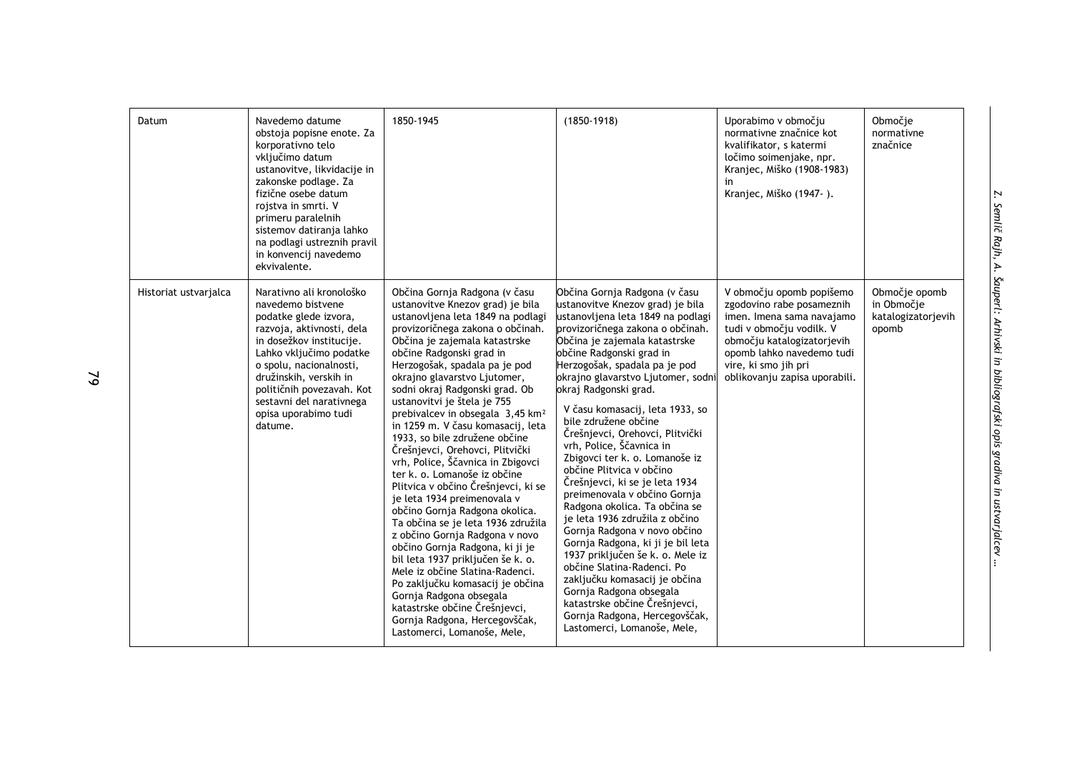| Datum | Navedemo datume obstoja popisne enote. Za korporativno telo vključimo datum ustanovitve, likvidacije in zakonske podlage. Za fizične osebe datum rojstva in smrti. V primeru paralelnih sistemov datiranja lahko na podlagi ustreznih pravil in konvencij navedemo ekvivalente. | 1850-1945 | (1850-1918) | Uporabimo v območju normativne značnice kot kvalifikator, s katermi ločimo soimenjake, npr. Kranjec, Miško (1908-1983) in Kranjec, Miško (1947- ). | Območje normativne značnice |
|---|---|---|---|---|---|
| Historiat ustvarjalca | Narativno ali kronološko navedemo bistvene podatke glede izvora, razvoja, aktivnosti, dela in dosežkov institucije. Lahko vključimo podatke o spolu, nacionalnosti, družinskih, verskih in političnih povezavah. Kot sestavni del narativnega opisa uporabimo tudi datume. | Občina Gornja Radgona (v času ustanovitve Knezov grad) je bila ustanovljena leta 1849 na podlagi provizoričnega zakona o občinah. Občina je zajemala katastrske občine Radgonski grad in Herzogošak, spadala pa je pod okrajno glavarstvo Ljutomer, sodni okraj Radgonski grad. Ob ustanovitvi je štela je 755 prebivalcev in obsegala 3,45 km² in 1259 m. V času komasacij, leta 1933, so bile združene občine Črešnjevci, Orehovci, Plitvički vrh, Police, Ščavnica in Zbigovci ter k. o. Lomanoše iz občine Plitvica v občino Črešnjevci, ki se je leta 1934 preimenovala v občino Gornja Radgona okolica. Ta občina se je leta 1936 združila z občino Gornja Radgona v novo občino Gornja Radgona, ki ji je bil leta 1937 priključen še k. o. Mele iz občine Slatina-Radenci. Po zaključku komasacij je občina Gornja Radgona obsegala katastrske občine Črešnjevci, Gornja Radgona, Hercegovščak, Lastomerci, Lomanoše, Mele, | Občina Gornja Radgona (v času ustanovitve Knezov grad) je bila ustanovljena leta 1849 na podlagi provizoričnega zakona o občinah. Občina je zajemala katastrske občine Radgonski grad in Herzogošak, spadala pa je pod okrajno glavarstvo Ljutomer, sodni okraj Radgonski grad.<br><br>V času komasacij, leta 1933, so bile združene občine Črešnjevci, Orehovci, Plitvički vrh, Police, Ščavnica in Zbigovci ter k. o. Lomanoše iz občine Plitvica v občino Črešnjevci, ki se je leta 1934 preimenovala v občino Gornja Radgona okolica. Ta občina se je leta 1936 združila z občino Gornja Radgona v novo občino Gornja Radgona, ki ji je bil leta 1937 priključen še k. o. Mele iz občine Slatina-Radenci. Po zaključku komasacij je občina Gornja Radgona obsegala katastrske občine Črešnjevci, Gornja Radgona, Hercegovščak, Lastomerci, Lomanoše, Mele, | V območju opomb popišemo zgodovino rabe posameznih imen. Imena sama navajamo tudi v območju vodilk. V območju katalogizatorjevih opomb lahko navedemo tudi vire, ki smo jih pri oblikovanju zapisa uporabili. | Območje opomb in Območje katalogizatorjevih opomb |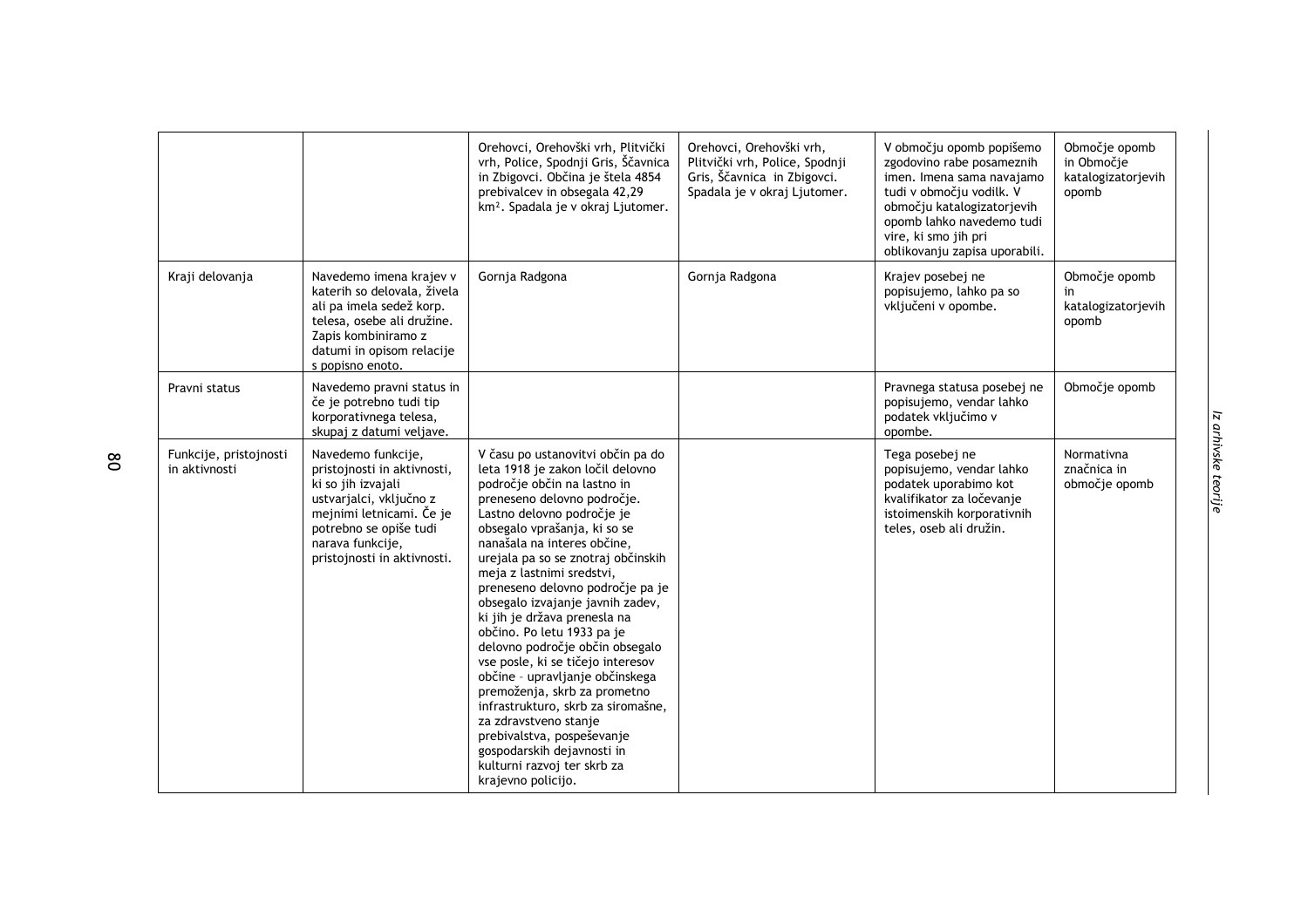|  |  | Orehovci, Orehovški vrh, Plitvički vrh, Police, Spodnji Gris, Ščavnica in Zbigovci. Občina je štela 4854 prebivalcev in obsegala 42,29 km². Spadala je v okraj Ljutomer. | Orehovci, Orehovški vrh, Plitvički vrh, Police, Spodnji Gris, Ščavnica in Zbigovci. Spadala je v okraj Ljutomer. | V območju opomb popišemo zgodovino rabe posameznih imen. Imena sama navajamo tudi v območju vodilk. V območju katalogizatorjevih opomb lahko navedemo tudi vire, ki smo jih pri oblikovanju zapisa uporabili. | Območje opomb in Območje katalogizatorjevih opomb |
|---|---|---|---|---|---|
| Kraji delovanja | Navedemo imena krajev v katerih so delovala, živela ali pa imela sedež korp. telesa, osebe ali družine. Zapis kombiniramo z datumi in opisom relacije s popisno enoto. | Gornja Radgona | Gornja Radgona | Krajev posebej ne popisujemo, lahko pa so vključeni v opombe. | Območje opomb in katalogizatorjevih opomb |
| Pravni status | Navedemo pravni status in če je potrebno tudi tip korporativnega telesa, skupaj z datumi veljave. |  |  | Pravnega statusa posebej ne popisujemo, vendar lahko podatek vključimo v opombe. | Območje opomb |
| Funkcije, pristojnosti in aktivnosti | Navedemo funkcije, pristojnosti in aktivnosti, ki so jih izvajali ustvarjalci, vključno z mejnimi letnicami. Če je potrebno se opiše tudi narava funkcije, pristojnosti in aktivnosti. | V času po ustanovitvi občin pa do leta 1918 je zakon ločil delovno področje občin na lastno in preneseno delovno področje. Lastno delovno področje je obsegalo vprašanja, ki so se nanašala na interes občine, urejala pa so se znotraj občinskih meja z lastnimi sredstvi, preneseno delovno področje pa je obsegalo izvajanje javnih zadev, ki jih je država prenesla na občino. Po letu 1933 pa je delovno področje občin obsegalo vse posle, ki se tičejo interesov občine – upravljanje občinskega premoženja, skrb za prometno infrastrukturo, skrb za siromašne, za zdravstveno stanje prebivalstva, pospeševanje gospodarskih dejavnosti in kulturni razvoj ter skrb za krajevno policijo. |  | Tega posebej ne popisujemo, vendar lahko podatek uporabimo kot kvalifikator za ločevanje istoimenskih korporativnih teles, oseb ali družin. | Normativna značnica in območje opomb |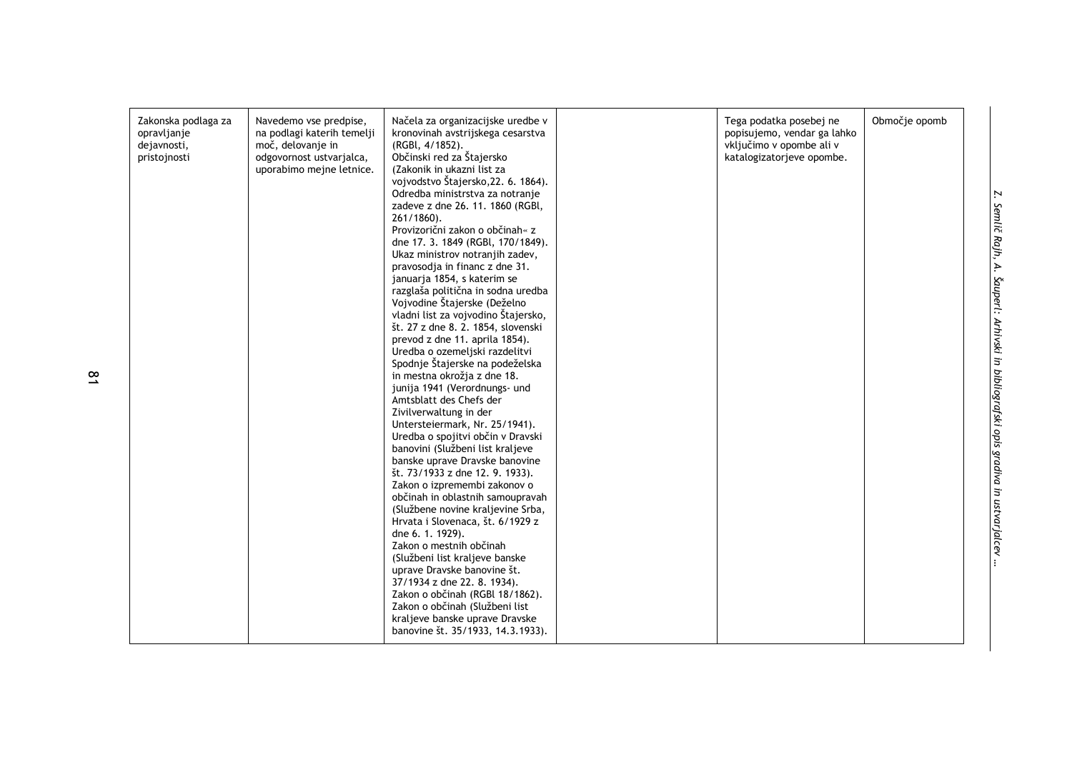| Zakonska podlaga za opravljanje dejavnosti, pristojnosti | Navedemo vse predpise, na podlagi katerih temelji moč, delovanje in odgovornost ustvarjalca, uporabimo mejne letnice. | Načela za organizacijske uredbe v kronovinah avstrijskega cesarstva (RGBl, 4/1852). Občinski red za Štajersko (Zakonik in ukazni list za vojvodstvo Štajersko,22. 6. 1864). Odredba ministrstva za notranje zadeve z dne 26. 11. 1860 (RGBl, 261/1860). Provizorični zakon o občinah« z dne 17. 3. 1849 (RGBl, 170/1849). Ukaz ministrov notranjih zadev, pravosodja in financ z dne 31. januarja 1854, s katerim se razglaša politična in sodna uredba Vojvodine Štajerske (Deželno vladni list za vojvodino Štajersko, št. 27 z dne 8. 2. 1854, slovenski prevod z dne 11. aprila 1854). Uredba o ozemeljski razdelitvi Spodnje Štajerske na podeželska in mestna okrožja z dne 18. junija 1941 (Verordnungs- und Amtsblatt des Chefs der Zivilverwaltung in der Untersteiermark, Nr. 25/1941). Uredba o spojitvi občin v Dravski banovini (Službeni list kraljeve banske uprave Dravske banovine št. 73/1933 z dne 12. 9. 1933). Zakon o izpremembi zakonov o občinah in oblastnih samoupravah (Službene novine kraljevine Srba, Hrvata i Slovenaca, št. 6/1929 z dne 6. 1. 1929). Zakon o mestnih občinah (Službeni list kraljeve banske uprave Dravske banovine št. 37/1934 z dne 22. 8. 1934). Zakon o občinah (RGBl 18/1862). Zakon o občinah (Službeni list kraljeve banske uprave Dravske banovine št. 35/1933, 14.3.1933). | | Tega podatka posebej ne popisujemo, vendar ga lahko vključimo v opombe ali v katalogizatorjeve opombe. | Območje opomb |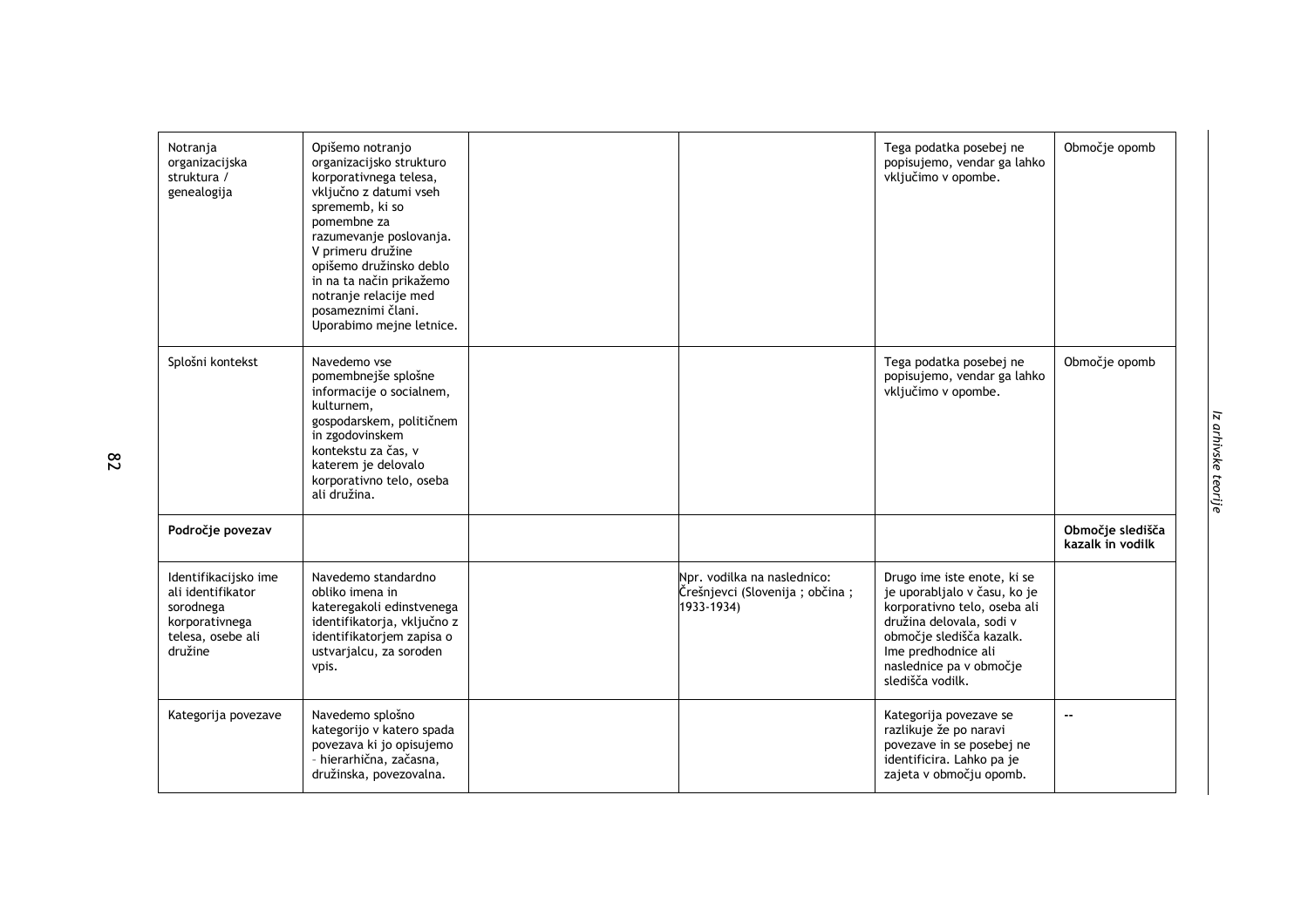| | | | | | |
|---|---|---|---|---|---|
| Notranja organizacijska struktura / genealogija | Opišemo notranjo organizacijsko strukturo korporativnega telesa, vključno z datumi vseh sprememb, ki so pomembne za razumevanje poslovanja. V primeru družine opišemo družinsko deblo in na ta način prikažemo notranje relacije med posameznimi člani. Uporabimo mejne letnice. | | | Tega podatka posebej ne popisujemo, vendar ga lahko vključimo v opombe. | Območje opomb |
| Splošni kontekst | Navedemo vse pomembnejše splošne informacije o socialnem, kulturnem, gospodarskem, političnem in zgodovinskem kontekstu za čas, v katerem je delovalo korporativno telo, oseba ali družina. | | | Tega podatka posebej ne popisujemo, vendar ga lahko vključimo v opombe. | Območje opomb |
| **Področje povezav** | | | | | **Območje sledišča kazalk in vodilk** |
| Identifikacijsko ime ali identifikator sorodnega korporativnega telesa, osebe ali družine | Navedemo standardno obliko imena in kateregakoli edinstvenega identifikatorja, vključno z identifikatorjem zapisa o ustvarjalcu, za soroden vpis. | | Npr. vodilka na naslednico: Črešnjevci (Slovenija ; občina ; 1933-1934) | Drugo ime iste enote, ki se je uporabljalo v času, ko je korporativno telo, oseba ali družina delovala, sodi v območje sledišča kazalk. Ime predhodnice ali naslednice pa v območje sledišča vodilk. | |
| Kategorija povezave | Navedemo splošno kategorijo v katero spada povezava ki jo opisujemo – hierarhična, začasna, družinska, povezovalna. | | | Kategorija povezave se razlikuje že po naravi povezave in se posebej ne identificira. Lahko pa je zajeta v območju opomb. | -- |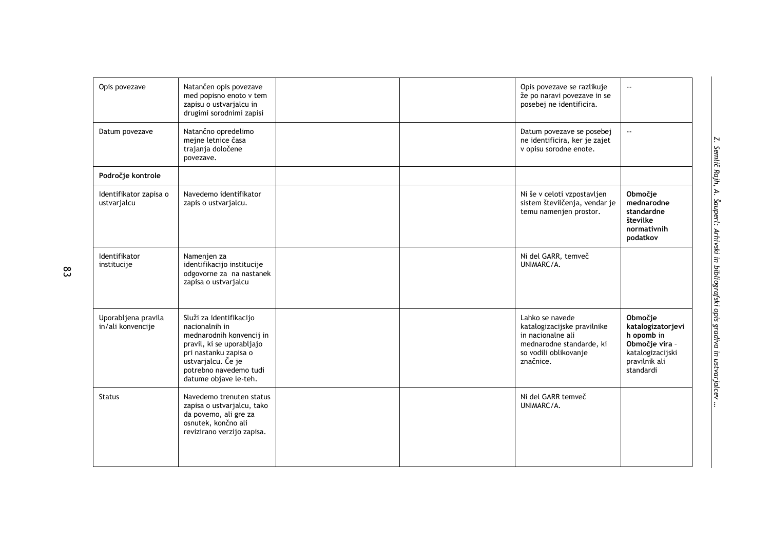| | | | | | |
|---|---|---|---|---|---|
| Opis povezave | Natančen opis povezave med popisno enoto v tem zapisu o ustvarjalcu in drugimi sorodnimi zapisi | | | Opis povezave se razlikuje že po naravi povezave in se posebej ne identificira. | -- |
| Datum povezave | Natančno opredelimo mejne letnice časa trajanja določene povezave. | | | Datum povezave se posebej ne identificira, ker je zajet v opisu sorodne enote. | -- |
| **Področje kontrole** | | | | | |
| Identifikator zapisa o ustvarjalcu | Navedemo identifikator zapis o ustvarjalcu. | | | Ni še v celoti vzpostavljen sistem številčenja, vendar je temu namenjen prostor. | **Območje mednarodne standardne številke normativnih podatkov** |
| Identifikator institucije | Namenjen za identifikacijo institucije odgovorne za na nastanek zapisa o ustvarjalcu | | | Ni del GARR, temveč UNIMARC/A. | |
| Uporabljena pravila in/ali konvencije | Služi za identifikacijo nacionalnih in mednarodnih konvencij in pravil, ki se uporabljajo pri nastanku zapisa o ustvarjalcu. Če je potrebno navedemo tudi datume objave le-teh. | | | Lahko se navede katalogizacijske pravilnike in nacionalne ali mednarodne standarde, ki so vodili oblikovanje značnice. | **Območje katalogizatorjevih opomb** in **Območje vira** – katalogizacijski pravilnik ali standardi |
| Status | Navedemo trenuten status zapisa o ustvarjalcu, tako da povemo, ali gre za osnutek, končno ali revizirano verzijo zapisa. | | | Ni del GARR temveč UNIMARC/A. | |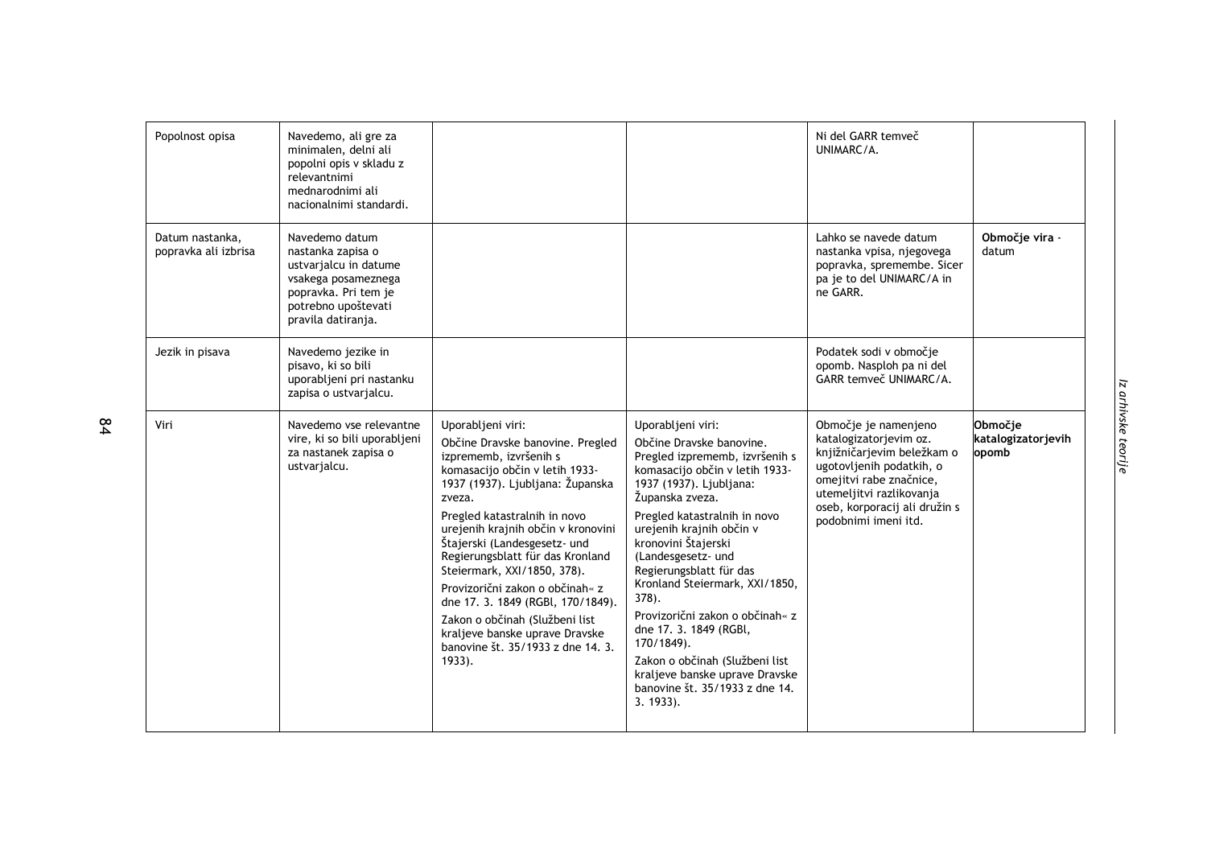| | | | | | |
|---|---|---|---|---|---|
| Popolnost opisa | Navedemo, ali gre za minimalen, delni ali popolni opis v skladu z relevantnimi mednarodnimi ali nacionalnimi standardi. | | | Ni del GARR temveč UNIMARC/A. | |
| Datum nastanka, popravka ali izbrisa | Navedemo datum nastanka zapisa o ustvarjalcu in datume vsakega posameznega popravka. Pri tem je potrebno upoštevati pravila datiranja. | | | Lahko se navede datum nastanka vpisa, njegovega popravka, spremembe. Sicer pa je to del UNIMARC/A in ne GARR. | **Območje vira** - datum |
| Jezik in pisava | Navedemo jezike in pisavo, ki so bili uporabljeni pri nastanku zapisa o ustvarjalcu. | | | Podatek sodi v območje opomb. Nasploh pa ni del GARR temveč UNIMARC/A. | |
| Viri | Navedemo vse relevantne vire, ki so bili uporabljeni za nastanek zapisa o ustvarjalcu. | Uporabljeni viri:<br>Občine Dravske banovine. Pregled izpremenb, izvršenih s komasacijo občin v letih 1933-1937 (1937). Ljubljana: Županska zveza.<br>Pregled katastralnih in novo urejenih krajnih občin v kronovini Štajerski (Landesgesetz- und Regierungsblatt für das Kronland Steiermark, XXI/1850, 378).<br>Provizorični zakon o občinah« z dne 17. 3. 1849 (RGBl, 170/1849).<br>Zakon o občinah (Službeni list kraljeve banske uprave Dravske banovine št. 35/1933 z dne 14. 3. 1933). | Uporabljeni viri:<br>Občine Dravske banovine. Pregled izpremenb, izvršenih s komasacijo občin v letih 1933-1937 (1937). Ljubljana: Županska zveza.<br>Pregled katastralnih in novo urejenih krajnih občin v kronovini Štajerski (Landesgesetz- und Regierungsblatt für das Kronland Steiermark, XXI/1850, 378).<br>Provizorični zakon o občinah« z dne 17. 3. 1849 (RGBl, 170/1849).<br>Zakon o občinah (Službeni list kraljeve banske uprave Dravske banovine št. 35/1933 z dne 14. 3. 1933). | Območje je namenjeno katalogizatorjevim oz. knjižničarjevim beležkam o ugotovljenih podatkih, o omejitvi rabe značnice, utemeljitvi razlikovanja oseb, korporacij ali družin s podobnimi imeni itd. | **Območje katalogizatorjevih opomb** |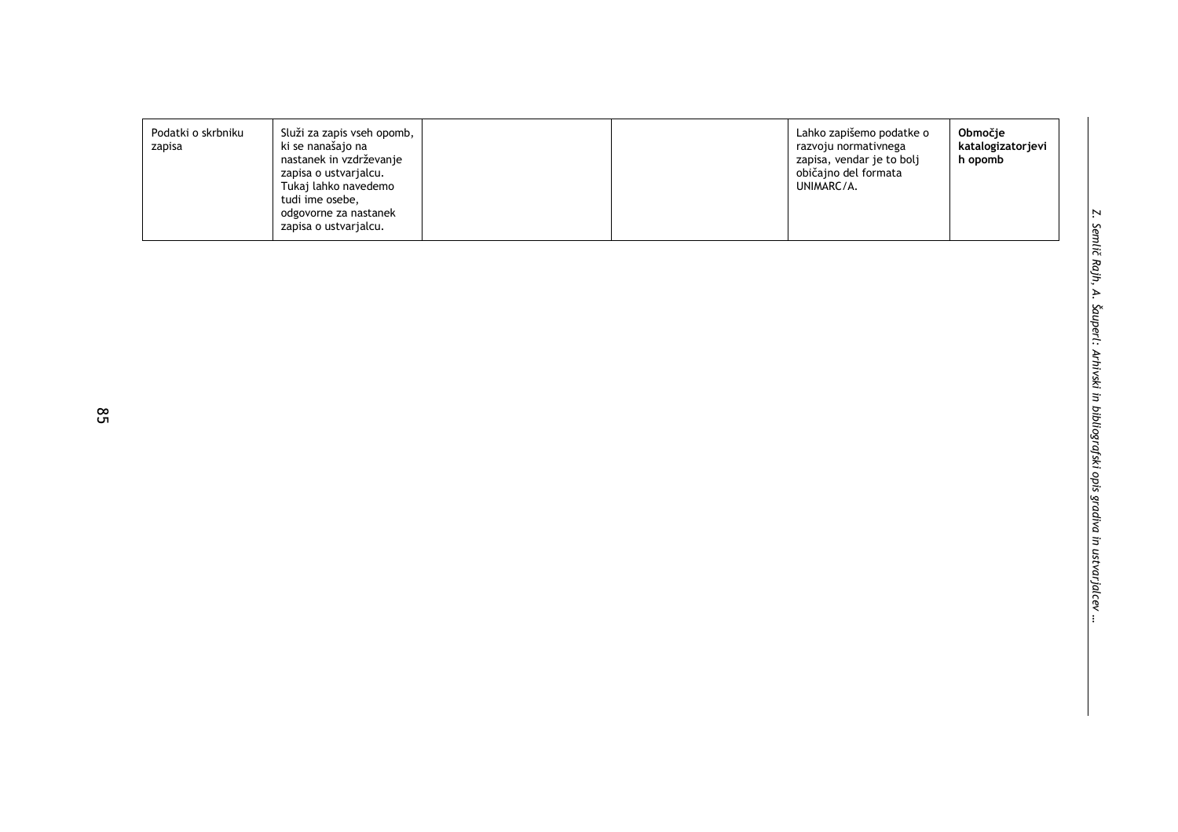| | | | | | |
|---|---|---|---|---|---|
| Podatki o skrbniku zapisa | Služi za zapis vseh opomb, ki se nanašajo na nastanek in vzdrževanje zapisa o ustvarjalcu. Tukaj lahko navedemo tudi ime osebe, odgovorne za nastanek zapisa o ustvarjalcu. | | | Lahko zapišemo podatke o razvoju normativnega zapisa, vendar je to bolj običajno del formata UNIMARC/A. | **Območje katalogizatorjevih opomb** |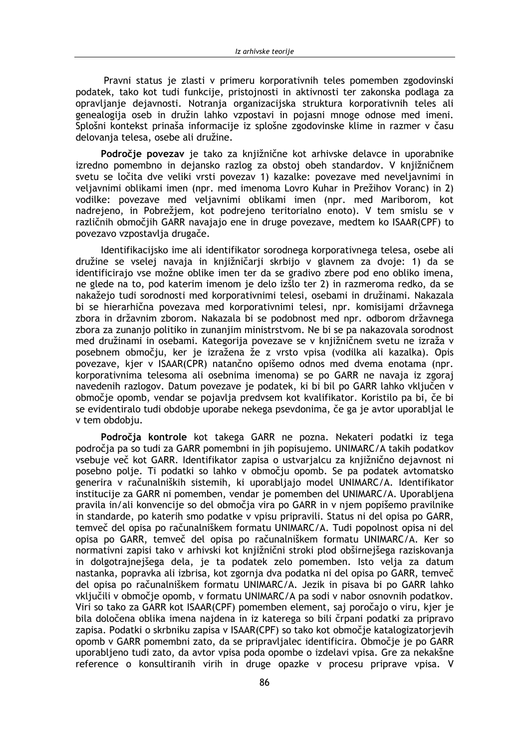Pravni status je zlasti v primeru korporativnih teles pomemben zgodovinski podatek, tako kot tudi funkcije, pristojnosti in aktivnosti ter zakonska podlaga za opravljanje dejavnosti. Notranja organizacijska struktura korporativnih teles ali genealogija oseb in družin lahko vzpostavi in pojasni mnoge odnose med imeni. Splošni kontekst prinaša informacije iz splošne zgodovinske klime in razmer v času delovanja telesa, osebe ali družine.

**Področje povezav** je tako za knjižnične kot arhivske delavce in uporabnike izredno pomembno in dejansko razlog za obstoj obeh standardov. V knjižničnem svetu se ločita dve veliki vrsti povezav 1) kazalke: povezave med neveljavnimi in veljavnimi oblikami imen (npr. med imenoma Lovro Kuhar in Prežihov Voranc) in 2) vodilke: povezave med veljavnimi oblikami imen (npr. med Mariborom, kot nadrejeno, in Pobrežjem, kot podrejeno teritorialno enoto). V tem smislu se v različnih območjih GARR navajajo ene in druge povezave, medtem ko ISAAR(CPF) to povezavo vzpostavlja drugače.

Identifikacijsko ime ali identifikator sorodnega korporativnega telesa, osebe ali družine se vselej navaja in knjižničarji skrbijo v glavnem za dvoje: 1) da se identificirajo vse možne oblike imen ter da se gradivo zbere pod eno obliko imena, ne glede na to, pod katerim imenom je delo izšlo ter 2) in razmeroma redko, da se nakažejo tudi sorodnosti med korporativnimi telesi, osebami in družinami. Nakazala bi se hierarhična povezava med korporativnimi telesi, npr. komisijami državnega zbora in državnim zborom. Nakazala bi se podobnost med npr. odborom državnega zbora za zunanjo politiko in zunanjim ministrstvom. Ne bi se pa nakazovala sorodnost med družinami in osebami. Kategorija povezave se v knjižničnem svetu ne izraža v posebnem območju, ker je izražena že z vrsto vpisa (vodilka ali kazalka). Opis povezave, kjer v ISAAR(CPR) natančno opišemo odnos med dvema enotama (npr. korporativnima telesoma ali osebnima imenoma) se po GARR ne navaja iz zgoraj navedenih razlogov. Datum povezave je podatek, ki bi bil po GARR lahko vključen v območje opomb, vendar se pojavlja predvsem kot kvalifikator. Koristilo pa bi, če bi se evidentiralo tudi obdobje uporabe nekega psevdonima, če ga je avtor uporabljal le v tem obdobju.

**Področja kontrole** kot takega GARR ne pozna. Nekateri podatki iz tega področja pa so tudi za GARR pomembni in jih popisujemo. UNIMARC/A takih podatkov vsebuje več kot GARR. Identifikator zapisa o ustvarjalcu za knjižnično dejavnost ni posebno polje. Ti podatki so lahko v območju opomb. Se pa podatek avtomatsko generira v računalniških sistemih, ki uporabljajo model UNIMARC/A. Identifikator institucije za GARR ni pomemben, vendar je pomemben del UNIMARC/A. Uporabljena pravila in/ali konvencije so del območja vira po GARR in v njem popišemo pravilnike in standarde, po katerih smo podatke v vpisu pripravili. Status ni del opisa po GARR, temveč del opisa po računalniškem formatu UNIMARC/A. Tudi popolnost opisa ni del opisa po GARR, temveč del opisa po računalniškem formatu UNIMARC/A. Ker so normativni zapisi tako v arhivski kot knjižnični stroki plod obširnejšega raziskovanja in dolgotrajnejšega dela, je ta podatek zelo pomemben. Isto velja za datum nastanka, popravka ali izbrisa, kot zgornja dva podatka ni del opisa po GARR, temveč del opisa po računalniškem formatu UNIMARC/A. Jezik in pisava bi po GARR lahko vključili v območje opomb, v formatu UNIMARC/A pa sodi v nabor osnovnih podatkov. Viri so tako za GARR kot ISAAR(CPF) pomemben element, saj poročajo o viru, kjer je bila določena oblika imena najdena in iz katerega so bili črpani podatki za pripravo zapisa. Podatki o skrbniku zapisa v ISAAR(CPF) so tako kot območje katalogizatorjevih opomb v GARR pomembni zato, da se pripravljalec identificira. Območje je po GARR uporabljeno tudi zato, da avtor vpisa poda opombe o izdelavi vpisa. Gre za nekakšne reference o konsultiranih virih in druge opazke v procesu priprave vpisa. V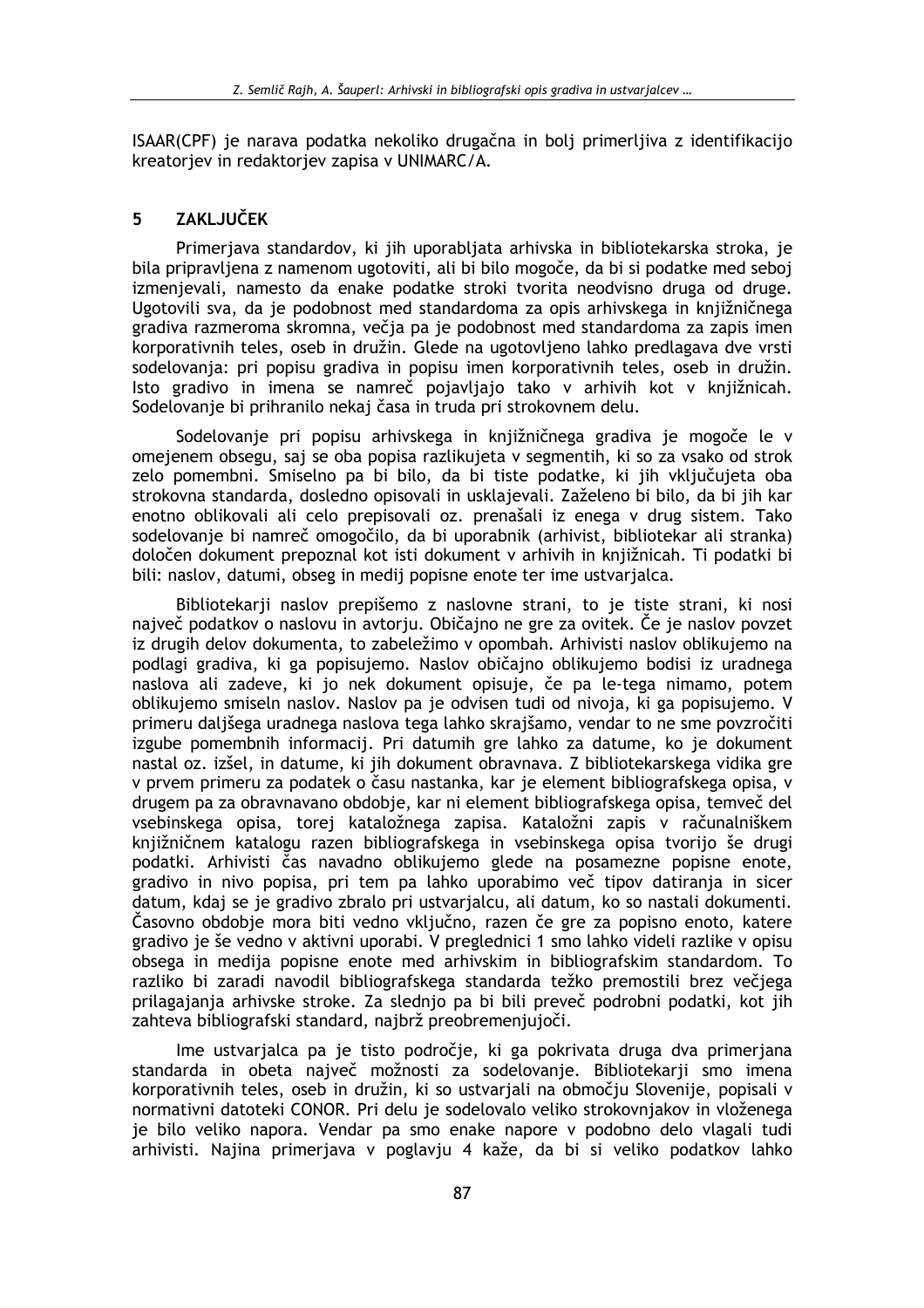ISAAR(CPF) je narava podatka nekoliko drugačna in bolj primerljiva z identifikacijo kreatorjev in redaktorjev zapisa v UNIMARC/A.

## 5 ZAKLJUČEK

Primerjava standardov, ki jih uporabljata arhivska in bibliotekarska stroka, je bila pripravljena z namenom ugotoviti, ali bi bilo mogoče, da bi si podatke med seboj izmenjevali, namesto da enake podatke stroki tvorita neodvisno druga od druge. Ugotovili sva, da je podobnost med standardoma za opis arhivskega in knjižničnega gradiva razmeroma skromna, večja pa je podobnost med standardoma za zapis imen korporativnih teles, oseb in družin. Glede na ugotovljeno lahko predlagava dve vrsti sodelovanja: pri popisu gradiva in popisu imen korporativnih teles, oseb in družin. Isto gradivo in imena se namreč pojavljajo tako v arhivih kot v knjižnicah. Sodelovanje bi prihranilo nekaj časa in truda pri strokovnem delu.

Sodelovanje pri popisu arhivskega in knjižničnega gradiva je mogoče le v omejenem obsegu, saj se oba popisa razlikujeta v segmentih, ki so za vsako od strok zelo pomembni. Smiselno pa bi bilo, da bi tiste podatke, ki jih vključujeta oba strokovna standarda, dosledno opisovali in usklajevali. Zaželeno bi bilo, da bi jih kar enotno oblikovali ali celo prepisovali oz. prenašali iz enega v drug sistem. Tako sodelovanje bi namreč omogočilo, da bi uporabnik (arhivist, bibliotekar ali stranka) določen dokument prepoznal kot isti dokument v arhivih in knjižnicah. Ti podatki bi bili: naslov, datumi, obseg in medij popisne enote ter ime ustvarjalca.

Bibliotekarji naslov prepišemo z naslovne strani, to je tiste strani, ki nosi največ podatkov o naslovu in avtorju. Običajno ne gre za ovitek. Če je naslov povzet iz drugih delov dokumenta, to zabeležimo v opombah. Arhivisti naslov oblikujemo na podlagi gradiva, ki ga popisujemo. Naslov običajno oblikujemo bodisi iz uradnega naslova ali zadeve, ki jo nek dokument opisuje, če pa le-tega nimamo, potem oblikujemo smiseln naslov. Naslov pa je odvisen tudi od nivoja, ki ga popisujemo. V primeru daljšega uradnega naslova tega lahko skrajšamo, vendar to ne sme povzročiti izgube pomembnih informacij. Pri datumih gre lahko za datume, ko je dokument nastal oz. izšel, in datume, ki jih dokument obravnava. Z bibliotekarskega vidika gre v prvem primeru za podatek o času nastanka, kar je element bibliografskega opisa, v drugem pa za obravnavano obdobje, kar ni element bibliografskega opisa, temveč del vsebinskega opisa, torej kataložnega zapisa. Kataložni zapis v računalniškem knjižničnem katalogu razen bibliografskega in vsebinskega opisa tvorijo še drugi podatki. Arhivisti čas navadno oblikujemo glede na posamezne popisne enote, gradivo in nivo popisa, pri tem pa lahko uporabimo več tipov datiranja in sicer datum, kdaj se je gradivo zbralo pri ustvarjalcu, ali datum, ko so nastali dokumenti. Časovno obdobje mora biti vedno vključno, razen če gre za popisno enoto, katere gradivo je še vedno v aktivni uporabi. V preglednici 1 smo lahko videli razlike v opisu obsega in medija popisne enote med arhivskim in bibliografskim standardom. To razliko bi zaradi navodil bibliografskega standarda težko premostili brez večjega prilagajanja arhivske stroke. Za slednjo pa bi bili preveč podrobni podatki, kot jih zahteva bibliografski standard, najbrž preobremenjujoči.

Ime ustvarjalca pa je tisto področje, ki ga pokrivata druga dva primerjana standarda in obeta največ možnosti za sodelovanje. Bibliotekarji smo imena korporativnih teles, oseb in družin, ki so ustvarjali na območju Slovenije, popisali v normativni datoteki CONOR. Pri delu je sodelovalo veliko strokovnjakov in vloženega je bilo veliko napora. Vendar pa smo enake napore v podobno delo vlagali tudi arhivisti. Najina primerjava v poglavju 4 kaže, da bi si veliko podatkov lahko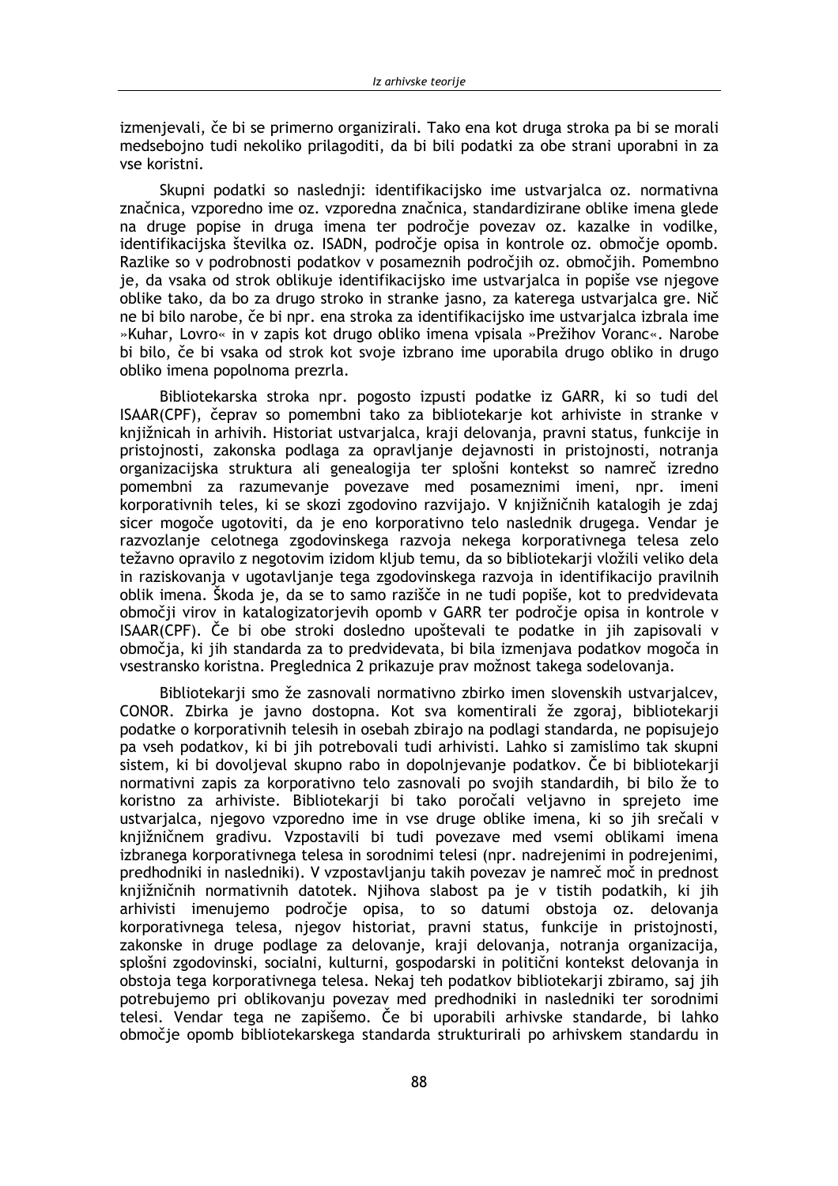izmenjevali, če bi se primerno organizirali. Tako ena kot druga stroka pa bi se morali medsebojno tudi nekoliko prilagoditi, da bi bili podatki za obe strani uporabni in za vse koristni.

Skupni podatki so naslednji: identifikacijsko ime ustvarjalca oz. normativna značnica, vzporedno ime oz. vzporedna značnica, standardizirane oblike imena glede na druge popise in druga imena ter področje povezav oz. kazalke in vodilke, identifikacijska številka oz. ISADN, področje opisa in kontrole oz. območje opomb. Razlike so v podrobnosti podatkov v posameznih področjih oz. območjih. Pomembno je, da vsaka od strok oblikuje identifikacijsko ime ustvarjalca in popiše vse njegove oblike tako, da bo za drugo stroko in stranke jasno, za katerega ustvarjalca gre. Nič ne bi bilo narobe, če bi npr. ena stroka za identifikacijsko ime ustvarjalca izbrala ime »Kuhar, Lovro« in v zapis kot drugo obliko imena vpisala »Prežihov Voranc«. Narobe bi bilo, če bi vsaka od strok kot svoje izbrano ime uporabila drugo obliko in drugo obliko imena popolnoma prezrla.

Bibliotekarska stroka npr. pogosto izpusti podatke iz GARR, ki so tudi del ISAAR(CPF), čeprav so pomembni tako za bibliotekarje kot arhiviste in stranke v knjižnicah in arhivih. Historiat ustvarjalca, kraji delovanja, pravni status, funkcije in pristojnosti, zakonska podlaga za opravljanje dejavnosti in pristojnosti, notranja organizacijska struktura ali genealogija ter splošni kontekst so namreč izredno pomembni za razumevanje povezave med posameznimi imeni, npr. imeni korporativnih teles, ki se skozi zgodovino razvijajo. V knjižničnih katalogih je zdaj sicer mogoče ugotoviti, da je eno korporativno telo naslednik drugega. Vendar je razvozlanje celotnega zgodovinskega razvoja nekega korporativnega telesa zelo težavno opravilo z negotovim izidom kljub temu, da so bibliotekarji vložili veliko dela in raziskovanja v ugotavljanje tega zgodovinskega razvoja in identifikacijo pravilnih oblik imena. Škoda je, da se to samo razišče in ne tudi popiše, kot to predvidevata območji virov in katalogizatorjevih opomb v GARR ter področje opisa in kontrole v ISAAR(CPF). Če bi obe stroki dosledno upoštevali te podatke in jih zapisovali v območja, ki jih standarda za to predvidevata, bi bila izmenjava podatkov mogoča in vsestransko koristna. Preglednica 2 prikazuje prav možnost takega sodelovanja.

Bibliotekarji smo že zasnovali normativno zbirko imen slovenskih ustvarjalcev, CONOR. Zbirka je javno dostopna. Kot sva komentirali že zgoraj, bibliotekarji podatke o korporativnih telesih in osebah zbirajo na podlagi standarda, ne popisujejo pa vseh podatkov, ki bi jih potrebovali tudi arhivisti. Lahko si zamislimo tak skupni sistem, ki bi dovoljeval skupno rabo in dopolnjevanje podatkov. Če bi bibliotekarji normativni zapis za korporativno telo zasnovali po svojih standardih, bi bilo že to koristno za arhiviste. Bibliotekarji bi tako poročali veljavno in sprejeto ime ustvarjalca, njegovo vzporedno ime in vse druge oblike imena, ki so jih srečali v knjižničnem gradivu. Vzpostavili bi tudi povezave med vsemi oblikami imena izbranega korporativnega telesa in sorodnimi telesi (npr. nadrejenimi in podrejenimi, predhodniki in nasledniki). V vzpostavljanju takih povezav je namreč moč in prednost knjižničnih normativnih datotek. Njihova slabost pa je v tistih podatkih, ki jih arhivisti imenujemo področje opisa, to so datumi obstoja oz. delovanja korporativnega telesa, njegov historiat, pravni status, funkcije in pristojnosti, zakonske in druge podlage za delovanje, kraji delovanja, notranja organizacija, splošni zgodovinski, socialni, kulturni, gospodarski in politični kontekst delovanja in obstoja tega korporativnega telesa. Nekaj teh podatkov bibliotekarji zbiramo, saj jih potrebujemo pri oblikovanju povezav med predhodniki in nasledniki ter sorodnimi telesi. Vendar tega ne zapišemo. Če bi uporabili arhivske standarde, bi lahko območje opomb bibliotekarskega standarda strukturirali po arhivskem standardu in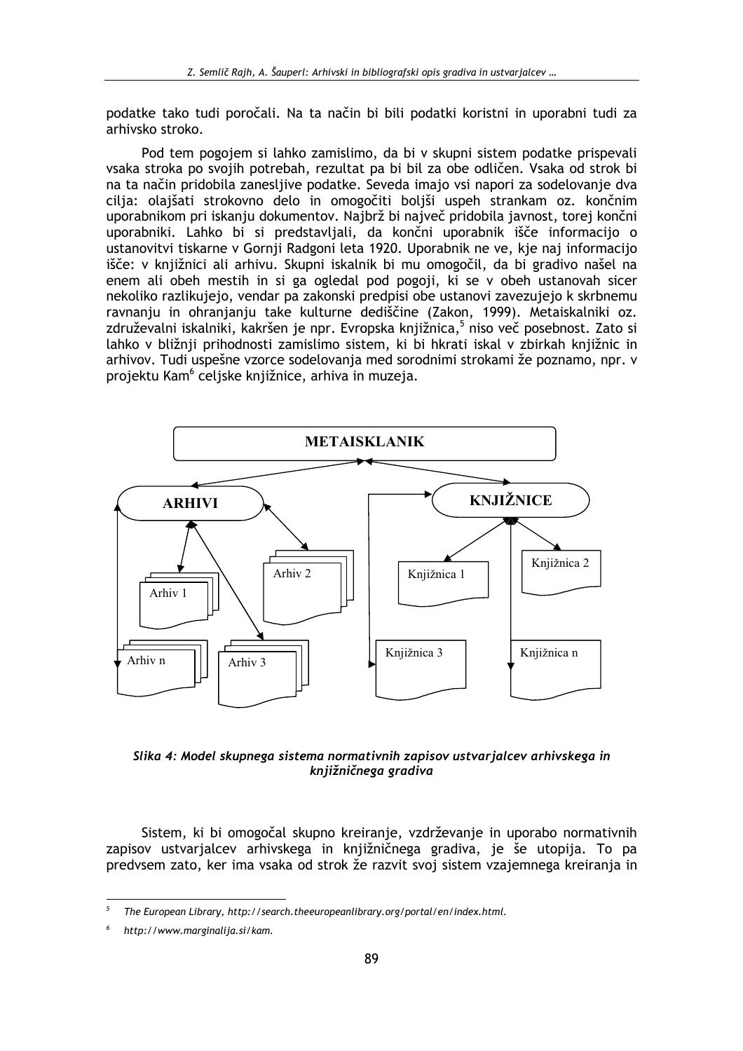podatke tako tudi poročali. Na ta način bi bili podatki koristni in uporabni tudi za arhivsko stroko.

Pod tem pogojem si lahko zamislimo, da bi v skupni sistem podatke prispevali vsaka stroka po svojih potrebah, rezultat pa bi bil za obe odličen. Vsaka od strok bi na ta način pridobila zanesljive podatke. Seveda imajo vsi napori za sodelovanje dva cilja: olajšati strokovno delo in omogočiti boljši uspeh strankam oz. končnim uporabnikom pri iskanju dokumentov. Najbrž bi največ pridobila javnost, torej končni uporabniki. Lahko bi si predstavljali, da končni uporabnik išče informacijo o ustanovitvi tiskarne v Gornji Radgoni leta 1920. Uporabnik ne ve, kje naj informacijo išče: v knjižnici ali arhivu. Skupni iskalnik bi mu omogočil, da bi gradivo našel na enem ali obeh mestih in si ga ogledal pod pogoji, ki se v obeh ustanovah sicer nekoliko razlikujejo, vendar pa zakonski predpisi obe ustanovi zavezujejo k skrbnemu ravnanju in ohranjanju take kulturne dediščine (Zakon, 1999). Metaiskalniki oz. združevalni iskalniki, kakršen je npr. Evropska knjižnica,[5] niso več posebnost. Zato si lahko v bližnji prihodnosti zamislimo sistem, ki bi hkrati iskal v zbirkah knjižnic in arhivov. Tudi uspešne vzorce sodelovanja med sorodnimi strokami že poznamo, npr. v projektu Kam[6] celjske knjižnice, arhiva in muzeja.

METAISKLANIK

ARHIVI: Arhiv 1, Arhiv 2, Arhiv 3, Arhiv n

KNJIŽNICE: Knjižnica 1, Knjižnica 2, Knjižnica 3, Knjižnica n

*Slika 4: Model skupnega sistema normativnih zapisov ustvarjalcev arhivskega in knjižničnega gradiva*

Sistem, ki bi omogočal skupno kreiranje, vzdrževanje in uporabo normativnih zapisov ustvarjalcev arhivskega in knjižničnega gradiva, je še utopija. To pa predvsem zato, ker ima vsaka od strok že razvit svoj sistem vzajemnega kreiranja in

---

[5] *The European Library, http://search.theeuropeanlibrary.org/portal/en/index.html.*

[6] *http://www.marginalija.si/kam.*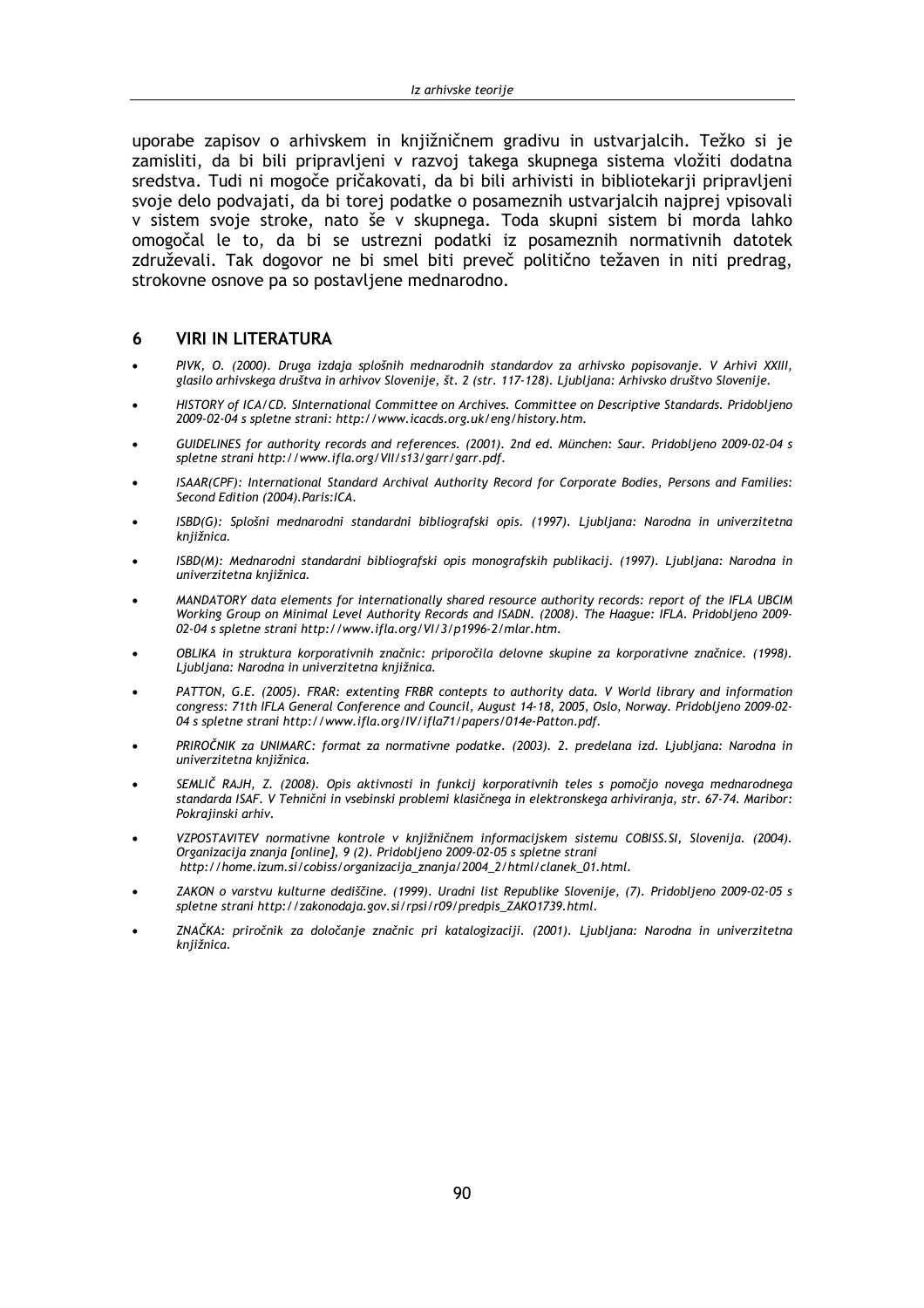uporabe zapisov o arhivskem in knjižničnem gradivu in ustvarjalcih. Težko si je zamisliti, da bi bili pripravljeni v razvoj takega skupnega sistema vložiti dodatna sredstva. Tudi ni mogoče pričakovati, da bi bili arhivisti in bibliotekarji pripravljeni svoje delo podvajati, da bi torej podatke o posameznih ustvarjalcih najprej vpisovali v sistem svoje stroke, nato še v skupnega. Toda skupni sistem bi morda lahko omogočal le to, da bi se ustrezni podatki iz posameznih normativnih datotek združevali. Tak dogovor ne bi smel biti preveč politično težaven in niti predrag, strokovne osnove pa so postavljene mednarodno.

## 6 VIRI IN LITERATURA

- *PIVK, O. (2000). Druga izdaja splošnih mednarodnih standardov za arhivsko popisovanje. V Arhivi XXIII, glasilo arhivskega društva in arhivov Slovenije, št. 2 (str. 117-128). Ljubljana: Arhivsko društvo Slovenije.*
- *HISTORY of ICA/CD. SInternational Committee on Archives. Committee on Descriptive Standards. Pridobljeno 2009-02-04 s spletne strani: http://www.icacds.org.uk/eng/history.htm.*
- *GUIDELINES for authority records and references. (2001). 2nd ed. München: Saur. Pridobljeno 2009-02-04 s spletne strani http://www.ifla.org/VII/s13/garr/garr.pdf.*
- *ISAAR(CPF): International Standard Archival Authority Record for Corporate Bodies, Persons and Families: Second Edition (2004).Paris:ICA.*
- *ISBD(G): Splošni mednarodni standardni bibliografski opis. (1997). Ljubljana: Narodna in univerzitetna knjižnica.*
- *ISBD(M): Mednarodni standardni bibliografski opis monografskih publikacij. (1997). Ljubljana: Narodna in univerzitetna knjižnica.*
- *MANDATORY data elements for internationally shared resource authority records: report of the IFLA UBCIM Working Group on Minimal Level Authority Records and ISADN. (2008). The Haague: IFLA. Pridobljeno 2009-02-04 s spletne strani http://www.ifla.org/VI/3/p1996-2/mlar.htm.*
- *OBLIKA in struktura korporativnih značnic: priporočila delovne skupine za korporativne značnice. (1998). Ljubljana: Narodna in univerzitetna knjižnica.*
- *PATTON, G.E. (2005). FRAR: extenting FRBR contepts to authority data. V World library and information congress: 71th IFLA General Conference and Council, August 14-18, 2005, Oslo, Norway. Pridobljeno 2009-02-04 s spletne strani http://www.ifla.org/IV/ifla71/papers/014e-Patton.pdf.*
- *PRIROČNIK za UNIMARC: format za normativne podatke. (2003). 2. predelana izd. Ljubljana: Narodna in univerzitetna knjižnica.*
- *SEMLIČ RAJH, Z. (2008). Opis aktivnosti in funkcij korporativnih teles s pomočjo novega mednarodnega standarda ISAF. V Tehnični in vsebinski problemi klasičnega in elektronskega arhiviranja, str. 67-74. Maribor: Pokrajinski arhiv.*
- *VZPOSTAVITEV normativne kontrole v knjižničnem informacijskem sistemu COBISS.SI, Slovenija. (2004). Organizacija znanja [online], 9 (2). Pridobljeno 2009-02-05 s spletne strani http://home.izum.si/cobiss/organizacija_znanja/2004_2/html/clanek_01.html.*
- *ZAKON o varstvu kulturne dediščine. (1999). Uradni list Republike Slovenije, (7). Pridobljeno 2009-02-05 s spletne strani http://zakonodaja.gov.si/rpsi/r09/predpis_ZAKO1739.html.*
- *ZNAČKA: priročnik za določanje značnic pri katalogizaciji. (2001). Ljubljana: Narodna in univerzitetna knjižnica.*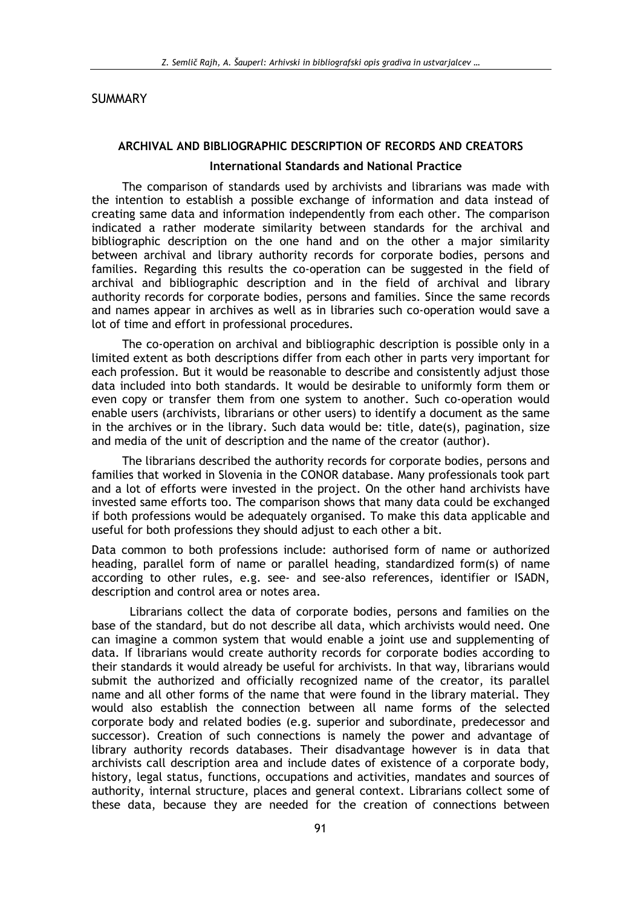## SUMMARY

### ARCHIVAL AND BIBLIOGRAPHIC DESCRIPTION OF RECORDS AND CREATORS

#### International Standards and National Practice

The comparison of standards used by archivists and librarians was made with the intention to establish a possible exchange of information and data instead of creating same data and information independently from each other. The comparison indicated a rather moderate similarity between standards for the archival and bibliographic description on the one hand and on the other a major similarity between archival and library authority records for corporate bodies, persons and families. Regarding this results the co-operation can be suggested in the field of archival and bibliographic description and in the field of archival and library authority records for corporate bodies, persons and families. Since the same records and names appear in archives as well as in libraries such co-operation would save a lot of time and effort in professional procedures.

The co-operation on archival and bibliographic description is possible only in a limited extent as both descriptions differ from each other in parts very important for each profession. But it would be reasonable to describe and consistently adjust those data included into both standards. It would be desirable to uniformly form them or even copy or transfer them from one system to another. Such co-operation would enable users (archivists, librarians or other users) to identify a document as the same in the archives or in the library. Such data would be: title, date(s), pagination, size and media of the unit of description and the name of the creator (author).

The librarians described the authority records for corporate bodies, persons and families that worked in Slovenia in the CONOR database. Many professionals took part and a lot of efforts were invested in the project. On the other hand archivists have invested same efforts too. The comparison shows that many data could be exchanged if both professions would be adequately organised. To make this data applicable and useful for both professions they should adjust to each other a bit.

Data common to both professions include: authorised form of name or authorized heading, parallel form of name or parallel heading, standardized form(s) of name according to other rules, e.g. see- and see-also references, identifier or ISADN, description and control area or notes area.

Librarians collect the data of corporate bodies, persons and families on the base of the standard, but do not describe all data, which archivists would need. One can imagine a common system that would enable a joint use and supplementing of data. If librarians would create authority records for corporate bodies according to their standards it would already be useful for archivists. In that way, librarians would submit the authorized and officially recognized name of the creator, its parallel name and all other forms of the name that were found in the library material. They would also establish the connection between all name forms of the selected corporate body and related bodies (e.g. superior and subordinate, predecessor and successor). Creation of such connections is namely the power and advantage of library authority records databases. Their disadvantage however is in data that archivists call description area and include dates of existence of a corporate body, history, legal status, functions, occupations and activities, mandates and sources of authority, internal structure, places and general context. Librarians collect some of these data, because they are needed for the creation of connections between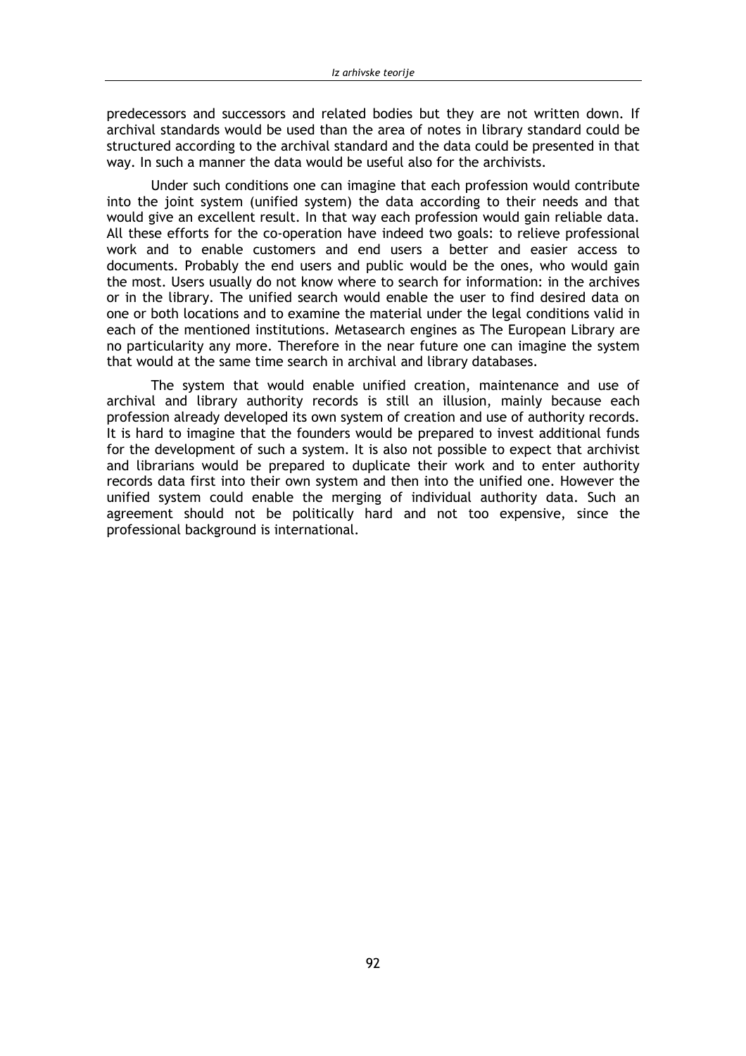predecessors and successors and related bodies but they are not written down. If archival standards would be used than the area of notes in library standard could be structured according to the archival standard and the data could be presented in that way. In such a manner the data would be useful also for the archivists.

Under such conditions one can imagine that each profession would contribute into the joint system (unified system) the data according to their needs and that would give an excellent result. In that way each profession would gain reliable data. All these efforts for the co-operation have indeed two goals: to relieve professional work and to enable customers and end users a better and easier access to documents. Probably the end users and public would be the ones, who would gain the most. Users usually do not know where to search for information: in the archives or in the library. The unified search would enable the user to find desired data on one or both locations and to examine the material under the legal conditions valid in each of the mentioned institutions. Metasearch engines as The European Library are no particularity any more. Therefore in the near future one can imagine the system that would at the same time search in archival and library databases.

The system that would enable unified creation, maintenance and use of archival and library authority records is still an illusion, mainly because each profession already developed its own system of creation and use of authority records. It is hard to imagine that the founders would be prepared to invest additional funds for the development of such a system. It is also not possible to expect that archivist and librarians would be prepared to duplicate their work and to enter authority records data first into their own system and then into the unified one. However the unified system could enable the merging of individual authority data. Such an agreement should not be politically hard and not too expensive, since the professional background is international.